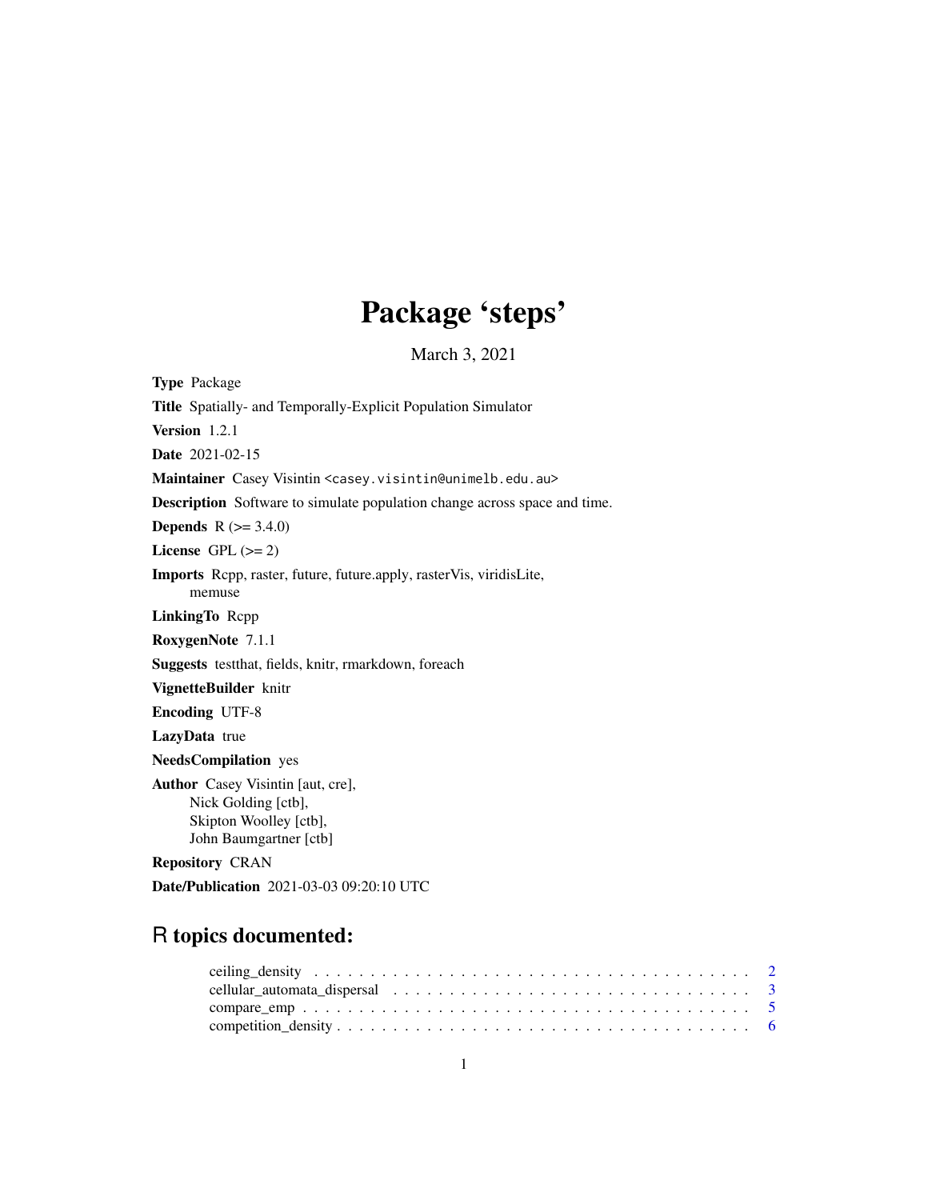# Package 'steps'

March 3, 2021

**Type** Package

**Title** Spatially- and Temporally-Explicit Population Simulator

**Version** 1.2.1

**Date** 2021-02-15

**Maintainer** Casey Visintin <casey.visintin@unimelb.edu.au>

**Description** Software to simulate population change across space and time.

**Depends** R (>= 3.4.0)

**License** GPL (>= 2)

**Imports** Rcpp, raster, future, future.apply, rasterVis, viridisLite, memuse

**LinkingTo** Rcpp

**RoxygenNote** 7.1.1

**Suggests** testthat, fields, knitr, rmarkdown, foreach

**VignetteBuilder** knitr

**Encoding** UTF-8

**LazyData** true

**NeedsCompilation** yes

**Author** Casey Visintin [aut, cre],
Nick Golding [ctb],
Skipton Woolley [ctb],
John Baumgartner [ctb]

**Repository** CRAN

**Date/Publication** 2021-03-03 09:20:10 UTC

## R topics documented:

- ceiling_density . . . . . . . . . . . . . . . . . . . . . . . . . . . . . . . . . . . . . . . . 2
- cellular_automata_dispersal . . . . . . . . . . . . . . . . . . . . . . . . . . . . . . . 3
- compare_emp . . . . . . . . . . . . . . . . . . . . . . . . . . . . . . . . . . . . . . . . 5
- competition_density . . . . . . . . . . . . . . . . . . . . . . . . . . . . . . . . . . . . 6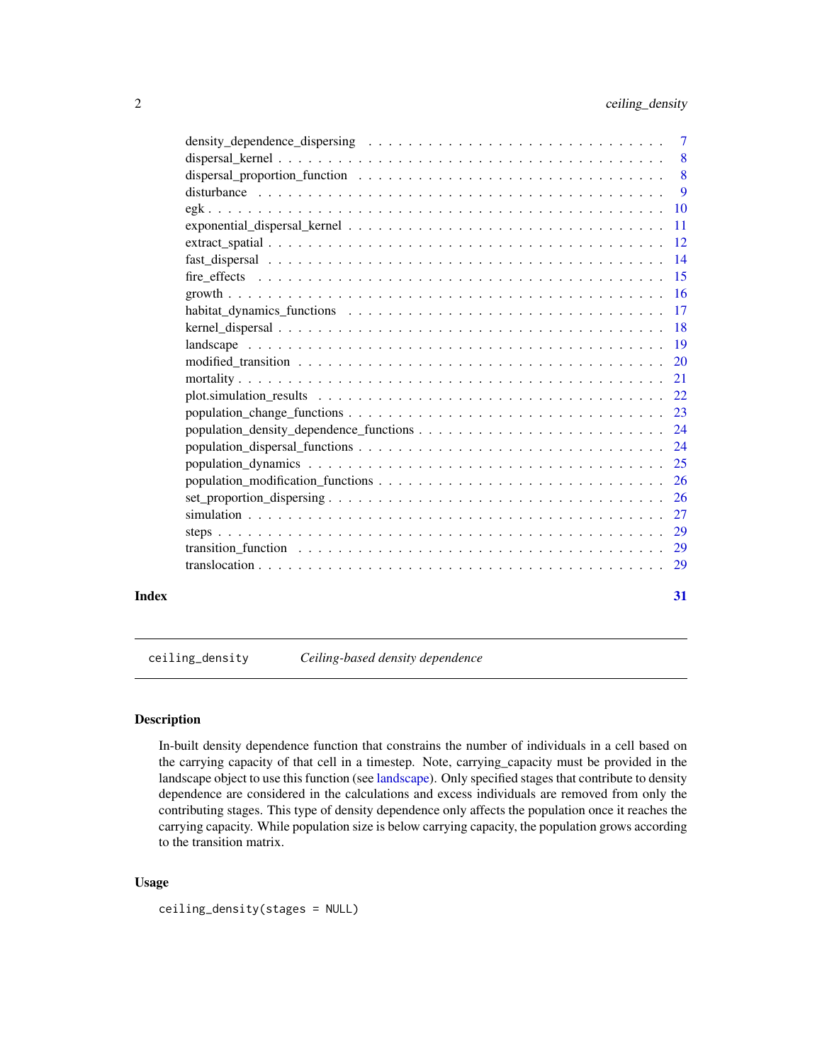density_dependence_dispersing . . . . . . . . . . . . . . . . . . . . . . . . . . . . 7
dispersal_kernel . . . . . . . . . . . . . . . . . . . . . . . . . . . . . . . . . . . 8
dispersal_proportion_function . . . . . . . . . . . . . . . . . . . . . . . . . . . . 8
disturbance . . . . . . . . . . . . . . . . . . . . . . . . . . . . . . . . . . . . . 9
egk . . . . . . . . . . . . . . . . . . . . . . . . . . . . . . . . . . . . . . . . . 10
exponential_dispersal_kernel . . . . . . . . . . . . . . . . . . . . . . . . . . . . 11
extract_spatial . . . . . . . . . . . . . . . . . . . . . . . . . . . . . . . . . . . 12
fast_dispersal . . . . . . . . . . . . . . . . . . . . . . . . . . . . . . . . . . . 14
fire_effects . . . . . . . . . . . . . . . . . . . . . . . . . . . . . . . . . . . . 15
growth . . . . . . . . . . . . . . . . . . . . . . . . . . . . . . . . . . . . . . . 16
habitat_dynamics_functions . . . . . . . . . . . . . . . . . . . . . . . . . . . . . 17
kernel_dispersal . . . . . . . . . . . . . . . . . . . . . . . . . . . . . . . . . . 18
landscape . . . . . . . . . . . . . . . . . . . . . . . . . . . . . . . . . . . . . 19
modified_transition . . . . . . . . . . . . . . . . . . . . . . . . . . . . . . . . 20
mortality . . . . . . . . . . . . . . . . . . . . . . . . . . . . . . . . . . . . . 21
plot.simulation_results . . . . . . . . . . . . . . . . . . . . . . . . . . . . . . 22
population_change_functions . . . . . . . . . . . . . . . . . . . . . . . . . . . . 23
population_density_dependence_functions . . . . . . . . . . . . . . . . . . . . . . 24
population_dispersal_functions . . . . . . . . . . . . . . . . . . . . . . . . . . . 24
population_dynamics . . . . . . . . . . . . . . . . . . . . . . . . . . . . . . . . 25
population_modification_functions . . . . . . . . . . . . . . . . . . . . . . . . . . 26
set_proportion_dispersing . . . . . . . . . . . . . . . . . . . . . . . . . . . . . . 26
simulation . . . . . . . . . . . . . . . . . . . . . . . . . . . . . . . . . . . . . 27
steps . . . . . . . . . . . . . . . . . . . . . . . . . . . . . . . . . . . . . . . . 29
transition_function . . . . . . . . . . . . . . . . . . . . . . . . . . . . . . . . 29
translocation . . . . . . . . . . . . . . . . . . . . . . . . . . . . . . . . . . . 29

**Index** 31

---

`ceiling_density` *Ceiling-based density dependence*

---

## Description

In-built density dependence function that constrains the number of individuals in a cell based on the carrying capacity of that cell in a timestep. Note, carrying_capacity must be provided in the landscape object to use this function (see landscape). Only specified stages that contribute to density dependence are considered in the calculations and excess individuals are removed from only the contributing stages. This type of density dependence only affects the population once it reaches the carrying capacity. While population size is below carrying capacity, the population grows according to the transition matrix.

## Usage

```
ceiling_density(stages = NULL)
```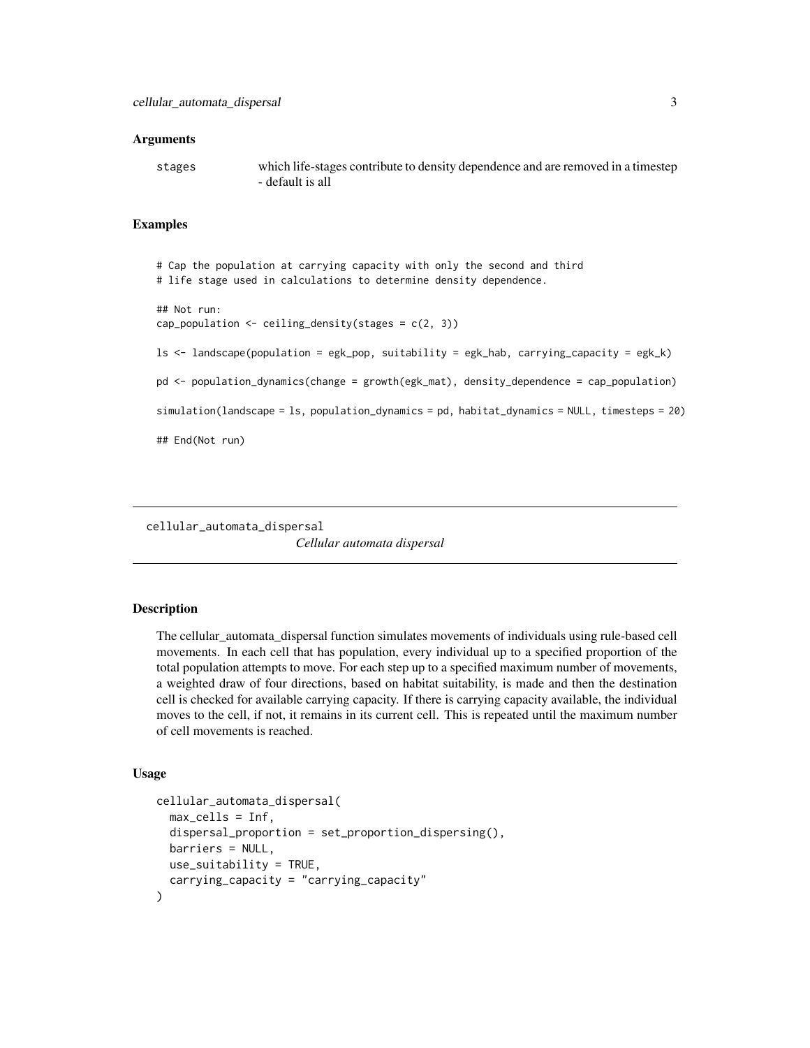### Arguments

| | |
|---|---|
| `stages` | which life-stages contribute to density dependence and are removed in a timestep - default is all |

### Examples

```
# Cap the population at carrying capacity with only the second and third
# life stage used in calculations to determine density dependence.

## Not run:
cap_population <- ceiling_density(stages = c(2, 3))

ls <- landscape(population = egk_pop, suitability = egk_hab, carrying_capacity = egk_k)

pd <- population_dynamics(change = growth(egk_mat), density_dependence = cap_population)

simulation(landscape = ls, population_dynamics = pd, habitat_dynamics = NULL, timesteps = 20)

## End(Not run)
```

---

## cellular_automata_dispersal

*Cellular automata dispersal*

---

### Description

The cellular_automata_dispersal function simulates movements of individuals using rule-based cell movements. In each cell that has population, every individual up to a specified proportion of the total population attempts to move. For each step up to a specified maximum number of movements, a weighted draw of four directions, based on habitat suitability, is made and then the destination cell is checked for available carrying capacity. If there is carrying capacity available, the individual moves to the cell, if not, it remains in its current cell. This is repeated until the maximum number of cell movements is reached.

### Usage

```
cellular_automata_dispersal(
  max_cells = Inf,
  dispersal_proportion = set_proportion_dispersing(),
  barriers = NULL,
  use_suitability = TRUE,
  carrying_capacity = "carrying_capacity"
)
```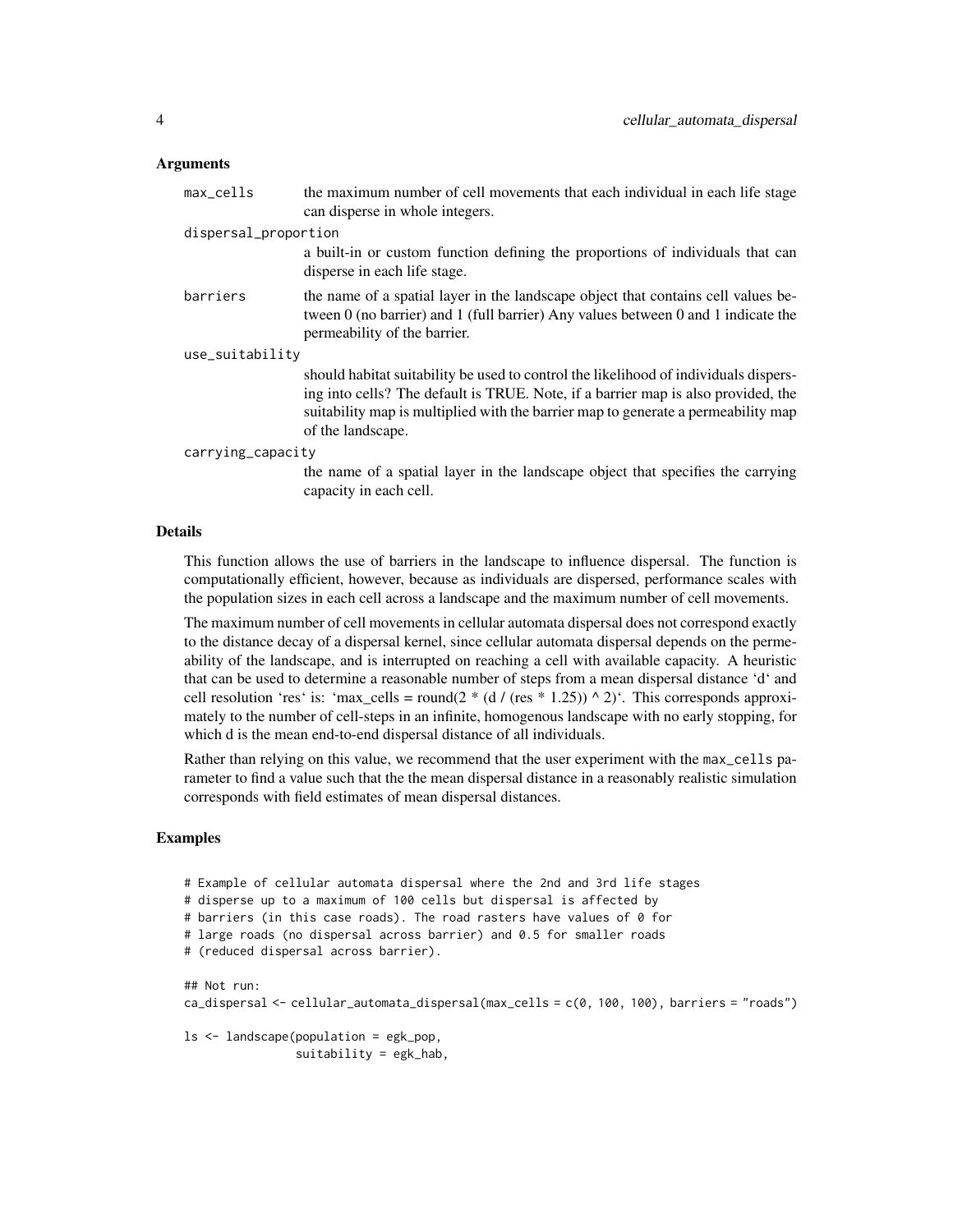### Arguments

- `max_cells` — the maximum number of cell movements that each individual in each life stage can disperse in whole integers.
- `dispersal_proportion` — a built-in or custom function defining the proportions of individuals that can disperse in each life stage.
- `barriers` — the name of a spatial layer in the landscape object that contains cell values between 0 (no barrier) and 1 (full barrier) Any values between 0 and 1 indicate the permeability of the barrier.
- `use_suitability` — should habitat suitability be used to control the likelihood of individuals dispersing into cells? The default is TRUE. Note, if a barrier map is also provided, the suitability map is multiplied with the barrier map to generate a permeability map of the landscape.
- `carrying_capacity` — the name of a spatial layer in the landscape object that specifies the carrying capacity in each cell.

### Details

This function allows the use of barriers in the landscape to influence dispersal. The function is computationally efficient, however, because as individuals are dispersed, performance scales with the population sizes in each cell across a landscape and the maximum number of cell movements.

The maximum number of cell movements in cellular automata dispersal does not correspond exactly to the distance decay of a dispersal kernel, since cellular automata dispersal depends on the permeability of the landscape, and is interrupted on reaching a cell with available capacity. A heuristic that can be used to determine a reasonable number of steps from a mean dispersal distance 'd' and cell resolution 'res' is: 'max_cells = round(2 * (d / (res * 1.25)) ^ 2)'. This corresponds approximately to the number of cell-steps in an infinite, homogenous landscape with no early stopping, for which d is the mean end-to-end dispersal distance of all individuals.

Rather than relying on this value, we recommend that the user experiment with the `max_cells` parameter to find a value such that the the mean dispersal distance in a reasonably realistic simulation corresponds with field estimates of mean dispersal distances.

### Examples

```
# Example of cellular automata dispersal where the 2nd and 3rd life stages
# disperse up to a maximum of 100 cells but dispersal is affected by
# barriers (in this case roads). The road rasters have values of 0 for
# large roads (no dispersal across barrier) and 0.5 for smaller roads
# (reduced dispersal across barrier).

## Not run:
ca_dispersal <- cellular_automata_dispersal(max_cells = c(0, 100, 100), barriers = "roads")

ls <- landscape(population = egk_pop,
                suitability = egk_hab,
```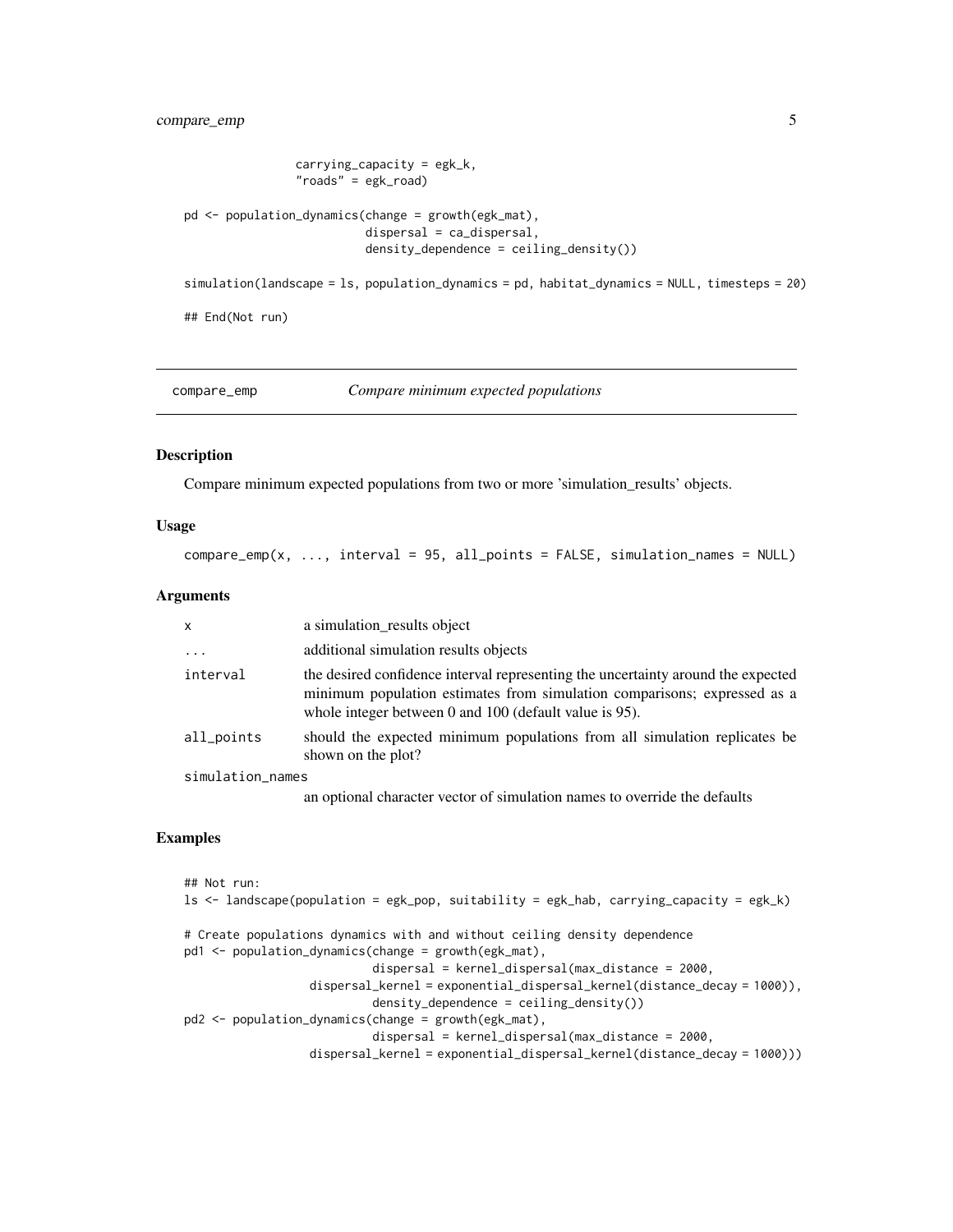```
                carrying_capacity = egk_k,
                "roads" = egk_road)

pd <- population_dynamics(change = growth(egk_mat),
                          dispersal = ca_dispersal,
                          density_dependence = ceiling_density())

simulation(landscape = ls, population_dynamics = pd, habitat_dynamics = NULL, timesteps = 20)

## End(Not run)
```

---

## compare_emp — *Compare minimum expected populations*

### Description

Compare minimum expected populations from two or more 'simulation_results' objects.

### Usage

```
compare_emp(x, ..., interval = 95, all_points = FALSE, simulation_names = NULL)
```

### Arguments

| | |
|---|---|
| `x` | a simulation_results object |
| `...` | additional simulation results objects |
| `interval` | the desired confidence interval representing the uncertainty around the expected minimum population estimates from simulation comparisons; expressed as a whole integer between 0 and 100 (default value is 95). |
| `all_points` | should the expected minimum populations from all simulation replicates be shown on the plot? |
| `simulation_names` | an optional character vector of simulation names to override the defaults |

### Examples

```
## Not run:
ls <- landscape(population = egk_pop, suitability = egk_hab, carrying_capacity = egk_k)

# Create populations dynamics with and without ceiling density dependence
pd1 <- population_dynamics(change = growth(egk_mat),
                           dispersal = kernel_dispersal(max_distance = 2000,
                 dispersal_kernel = exponential_dispersal_kernel(distance_decay = 1000)),
                           density_dependence = ceiling_density())
pd2 <- population_dynamics(change = growth(egk_mat),
                           dispersal = kernel_dispersal(max_distance = 2000,
                 dispersal_kernel = exponential_dispersal_kernel(distance_decay = 1000)))
```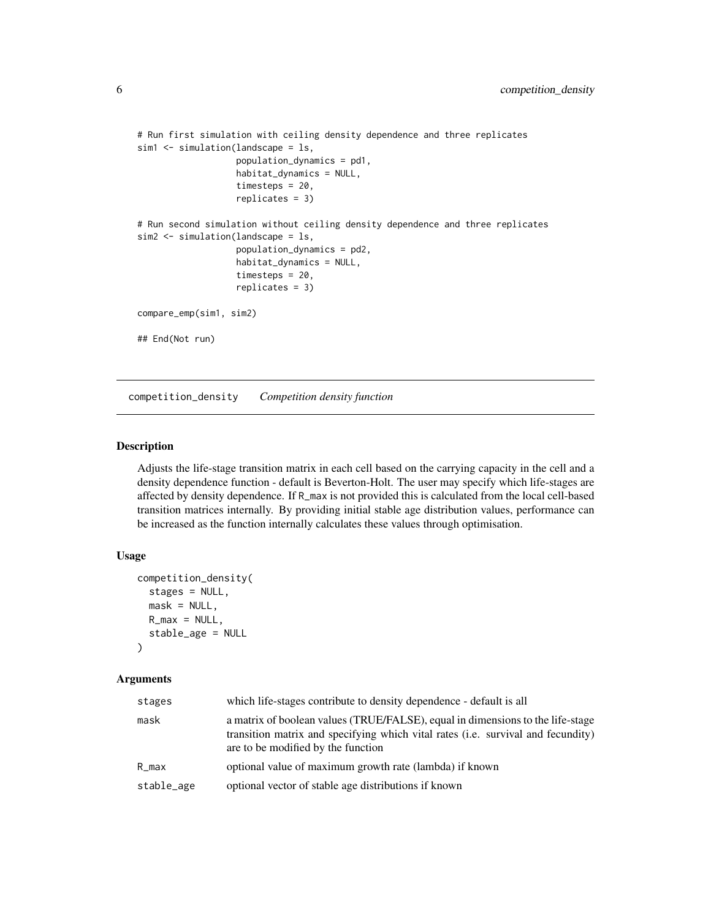```
# Run first simulation with ceiling density dependence and three replicates
sim1 <- simulation(landscape = ls,
                   population_dynamics = pd1,
                   habitat_dynamics = NULL,
                   timesteps = 20,
                   replicates = 3)

# Run second simulation without ceiling density dependence and three replicates
sim2 <- simulation(landscape = ls,
                   population_dynamics = pd2,
                   habitat_dynamics = NULL,
                   timesteps = 20,
                   replicates = 3)

compare_emp(sim1, sim2)

## End(Not run)
```

---

## competition_density *Competition density function*

---

### Description

Adjusts the life-stage transition matrix in each cell based on the carrying capacity in the cell and a density dependence function - default is Beverton-Holt. The user may specify which life-stages are affected by density dependence. If R_max is not provided this is calculated from the local cell-based transition matrices internally. By providing initial stable age distribution values, performance can be increased as the function internally calculates these values through optimisation.

### Usage

```
competition_density(
  stages = NULL,
  mask = NULL,
  R_max = NULL,
  stable_age = NULL
)
```

### Arguments

| | |
|---|---|
| stages | which life-stages contribute to density dependence - default is all |
| mask | a matrix of boolean values (TRUE/FALSE), equal in dimensions to the life-stage transition matrix and specifying which vital rates (i.e. survival and fecundity) are to be modified by the function |
| R_max | optional value of maximum growth rate (lambda) if known |
| stable_age | optional vector of stable age distributions if known |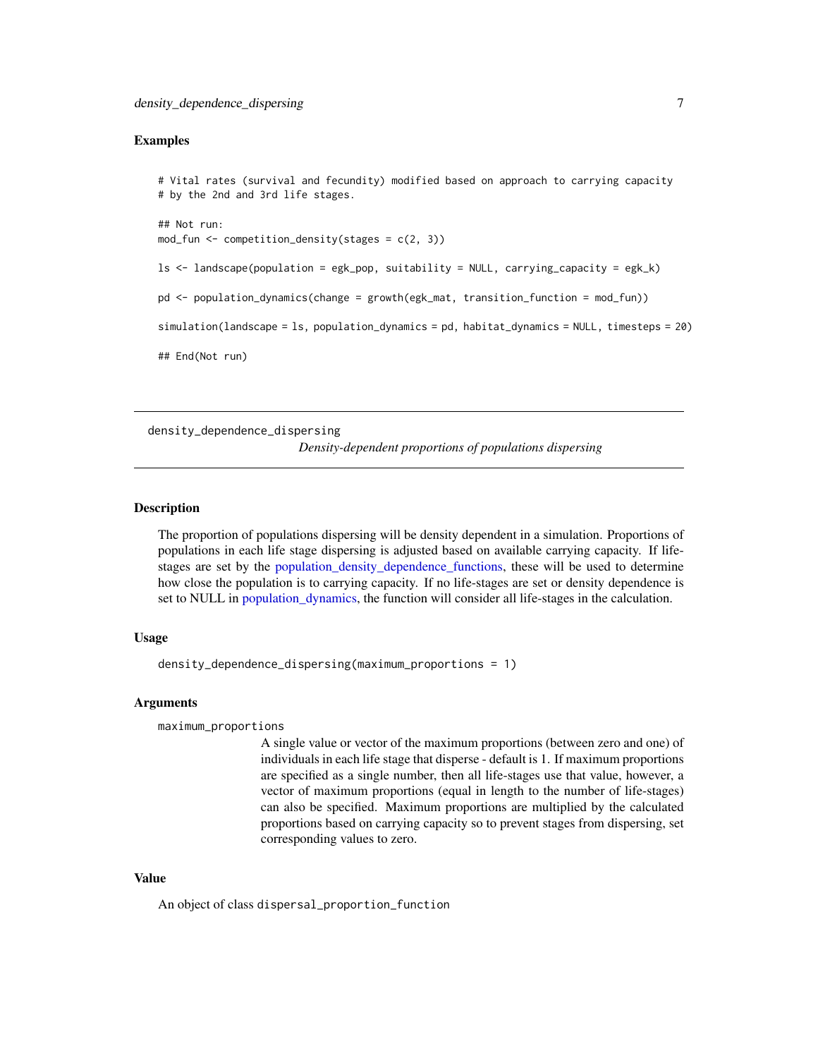## Examples

```
# Vital rates (survival and fecundity) modified based on approach to carrying capacity
# by the 2nd and 3rd life stages.

## Not run:
mod_fun <- competition_density(stages = c(2, 3))

ls <- landscape(population = egk_pop, suitability = NULL, carrying_capacity = egk_k)

pd <- population_dynamics(change = growth(egk_mat, transition_function = mod_fun))

simulation(landscape = ls, population_dynamics = pd, habitat_dynamics = NULL, timesteps = 20)

## End(Not run)
```

---

# density_dependence_dispersing

*Density-dependent proportions of populations dispersing*

---

## Description

The proportion of populations dispersing will be density dependent in a simulation. Proportions of populations in each life stage dispersing is adjusted based on available carrying capacity. If life-stages are set by the population_density_dependence_functions, these will be used to determine how close the population is to carrying capacity. If no life-stages are set or density dependence is set to NULL in population_dynamics, the function will consider all life-stages in the calculation.

## Usage

```
density_dependence_dispersing(maximum_proportions = 1)
```

## Arguments

`maximum_proportions`
: A single value or vector of the maximum proportions (between zero and one) of individuals in each life stage that disperse - default is 1. If maximum proportions are specified as a single number, then all life-stages use that value, however, a vector of maximum proportions (equal in length to the number of life-stages) can also be specified. Maximum proportions are multiplied by the calculated proportions based on carrying capacity so to prevent stages from dispersing, set corresponding values to zero.

## Value

An object of class `dispersal_proportion_function`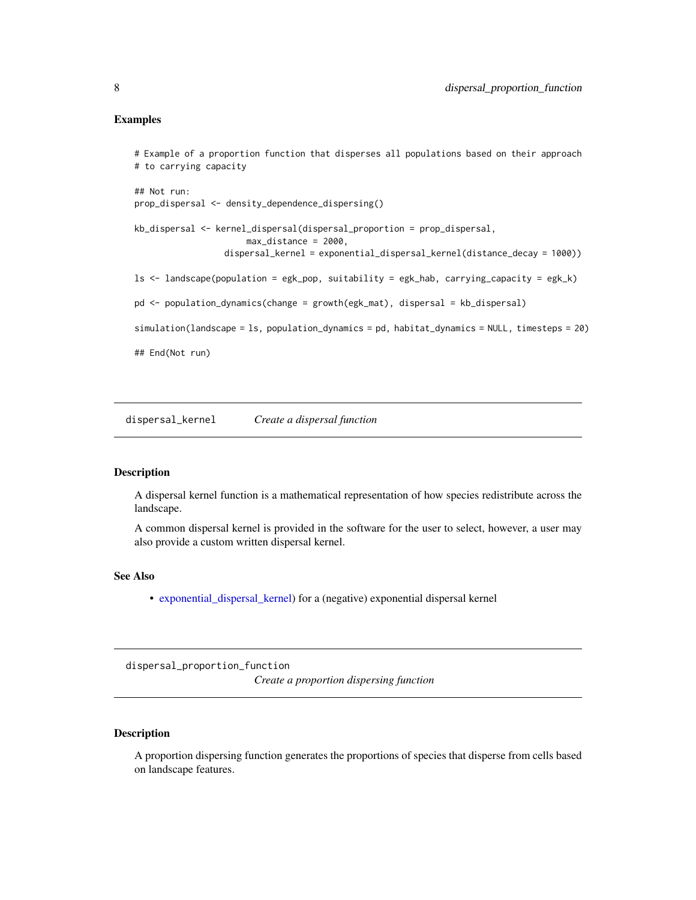### Examples

```
# Example of a proportion function that disperses all populations based on their approach
# to carrying capacity

## Not run:
prop_dispersal <- density_dependence_dispersing()

kb_dispersal <- kernel_dispersal(dispersal_proportion = prop_dispersal,
                      max_distance = 2000,
                  dispersal_kernel = exponential_dispersal_kernel(distance_decay = 1000))

ls <- landscape(population = egk_pop, suitability = egk_hab, carrying_capacity = egk_k)

pd <- population_dynamics(change = growth(egk_mat), dispersal = kb_dispersal)

simulation(landscape = ls, population_dynamics = pd, habitat_dynamics = NULL, timesteps = 20)

## End(Not run)
```

## dispersal_kernel *Create a dispersal function*

### Description

A dispersal kernel function is a mathematical representation of how species redistribute across the landscape.

A common dispersal kernel is provided in the software for the user to select, however, a user may also provide a custom written dispersal kernel.

### See Also

- exponential_dispersal_kernel) for a (negative) exponential dispersal kernel

## dispersal_proportion_function *Create a proportion dispersing function*

### Description

A proportion dispersing function generates the proportions of species that disperse from cells based on landscape features.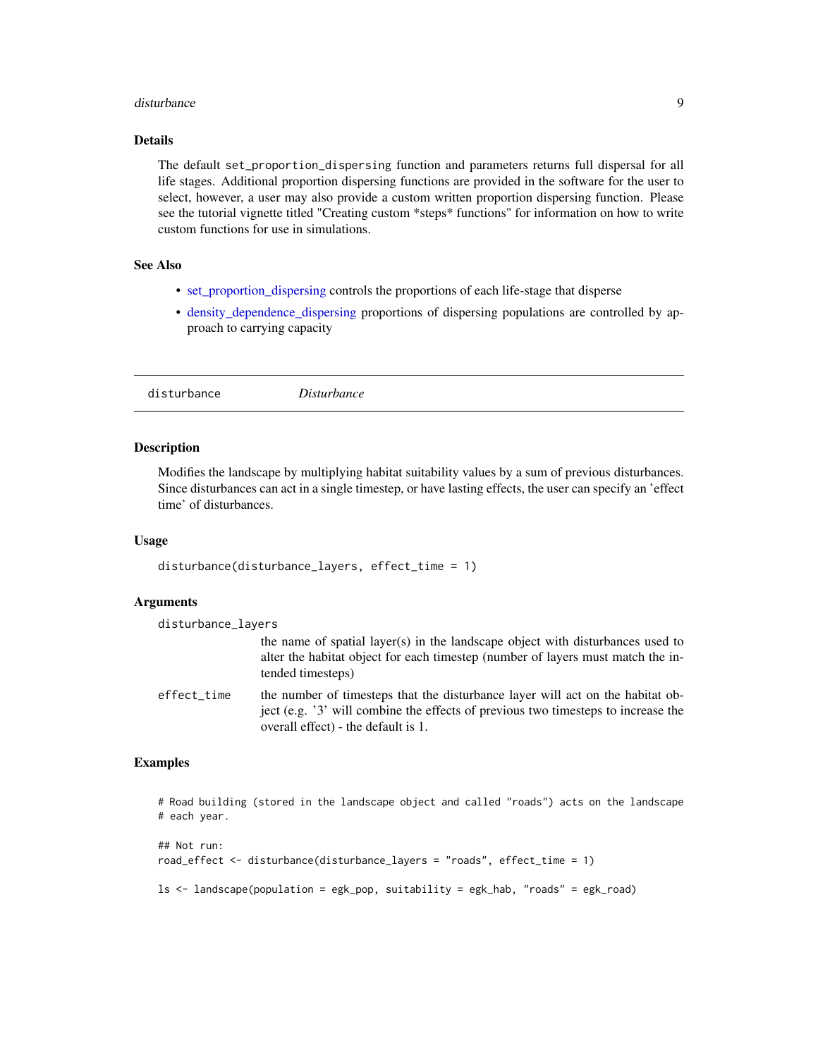### Details

The default `set_proportion_dispersing` function and parameters returns full dispersal for all life stages. Additional proportion dispersing functions are provided in the software for the user to select, however, a user may also provide a custom written proportion dispersing function. Please see the tutorial vignette titled "Creating custom *steps* functions" for information on how to write custom functions for use in simulations.

### See Also

- set_proportion_dispersing controls the proportions of each life-stage that disperse
- density_dependence_dispersing proportions of dispersing populations are controlled by approach to carrying capacity

---

## disturbance — *Disturbance*

### Description

Modifies the landscape by multiplying habitat suitability values by a sum of previous disturbances. Since disturbances can act in a single timestep, or have lasting effects, the user can specify an 'effect time' of disturbances.

### Usage

```
disturbance(disturbance_layers, effect_time = 1)
```

### Arguments

`disturbance_layers`
: the name of spatial layer(s) in the landscape object with disturbances used to alter the habitat object for each timestep (number of layers must match the intended timesteps)

`effect_time`
: the number of timesteps that the disturbance layer will act on the habitat object (e.g. '3' will combine the effects of previous two timesteps to increase the overall effect) - the default is 1.

### Examples

```
# Road building (stored in the landscape object and called "roads") acts on the landscape
# each year.

## Not run:
road_effect <- disturbance(disturbance_layers = "roads", effect_time = 1)

ls <- landscape(population = egk_pop, suitability = egk_hab, "roads" = egk_road)
```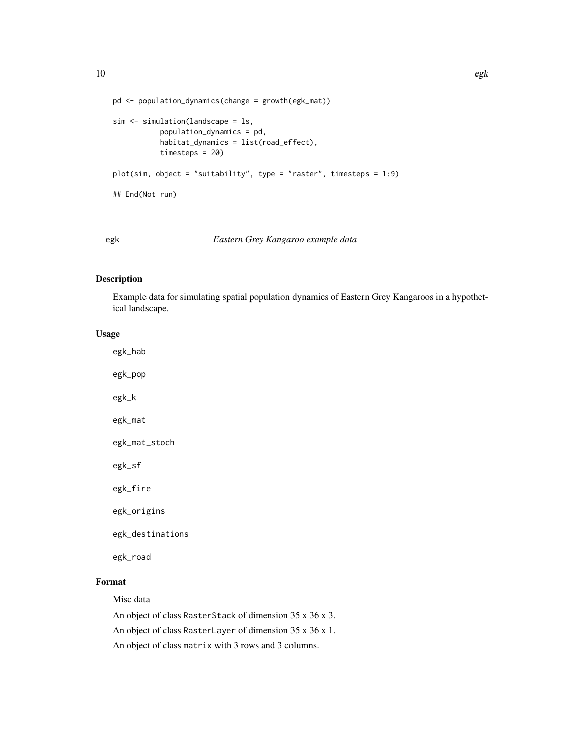```
pd <- population_dynamics(change = growth(egk_mat))

sim <- simulation(landscape = ls,
           population_dynamics = pd,
           habitat_dynamics = list(road_effect),
           timesteps = 20)

plot(sim, object = "suitability", type = "raster", timesteps = 1:9)

## End(Not run)
```

---

## egk — *Eastern Grey Kangaroo example data*

### Description

Example data for simulating spatial population dynamics of Eastern Grey Kangaroos in a hypothetical landscape.

### Usage

```
egk_hab

egk_pop

egk_k

egk_mat

egk_mat_stoch

egk_sf

egk_fire

egk_origins

egk_destinations

egk_road
```

### Format

Misc data

An object of class `RasterStack` of dimension 35 x 36 x 3.

An object of class `RasterLayer` of dimension 35 x 36 x 1.

An object of class `matrix` with 3 rows and 3 columns.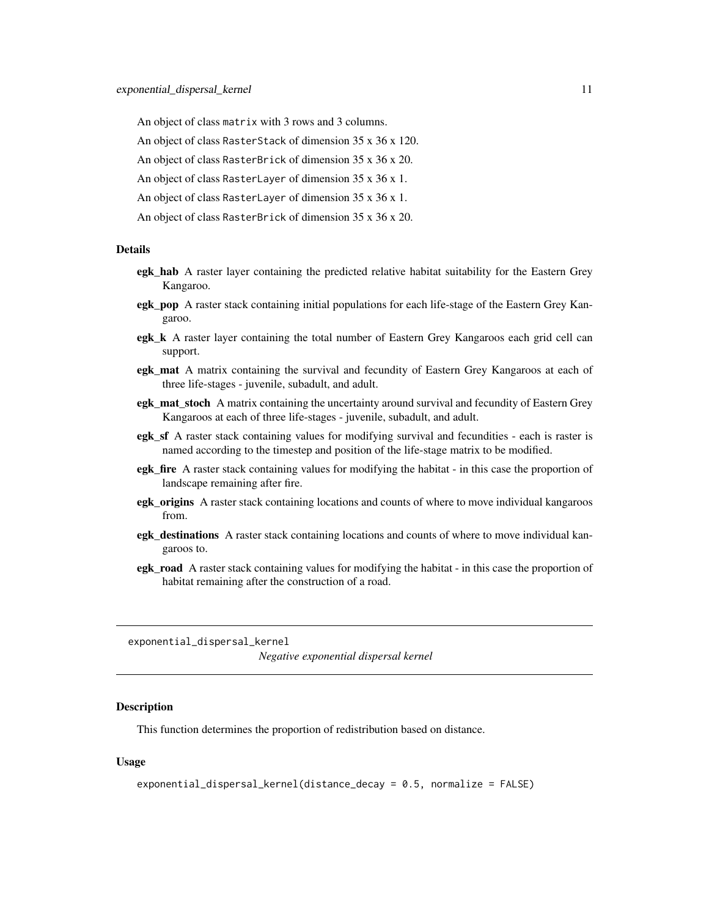An object of class `matrix` with 3 rows and 3 columns.

An object of class `RasterStack` of dimension 35 x 36 x 120.

An object of class `RasterBrick` of dimension 35 x 36 x 20.

An object of class `RasterLayer` of dimension 35 x 36 x 1.

An object of class `RasterLayer` of dimension 35 x 36 x 1.

An object of class `RasterBrick` of dimension 35 x 36 x 20.

### Details

- **egk_hab** A raster layer containing the predicted relative habitat suitability for the Eastern Grey Kangaroo.
- **egk_pop** A raster stack containing initial populations for each life-stage of the Eastern Grey Kangaroo.
- **egk_k** A raster layer containing the total number of Eastern Grey Kangaroos each grid cell can support.
- **egk_mat** A matrix containing the survival and fecundity of Eastern Grey Kangaroos at each of three life-stages - juvenile, subadult, and adult.
- **egk_mat_stoch** A matrix containing the uncertainty around survival and fecundity of Eastern Grey Kangaroos at each of three life-stages - juvenile, subadult, and adult.
- **egk_sf** A raster stack containing values for modifying survival and fecundities - each is raster is named according to the timestep and position of the life-stage matrix to be modified.
- **egk_fire** A raster stack containing values for modifying the habitat - in this case the proportion of landscape remaining after fire.
- **egk_origins** A raster stack containing locations and counts of where to move individual kangaroos from.
- **egk_destinations** A raster stack containing locations and counts of where to move individual kangaroos to.
- **egk_road** A raster stack containing values for modifying the habitat - in this case the proportion of habitat remaining after the construction of a road.

---

## exponential_dispersal_kernel

*Negative exponential dispersal kernel*

### Description

This function determines the proportion of redistribution based on distance.

### Usage

```
exponential_dispersal_kernel(distance_decay = 0.5, normalize = FALSE)
```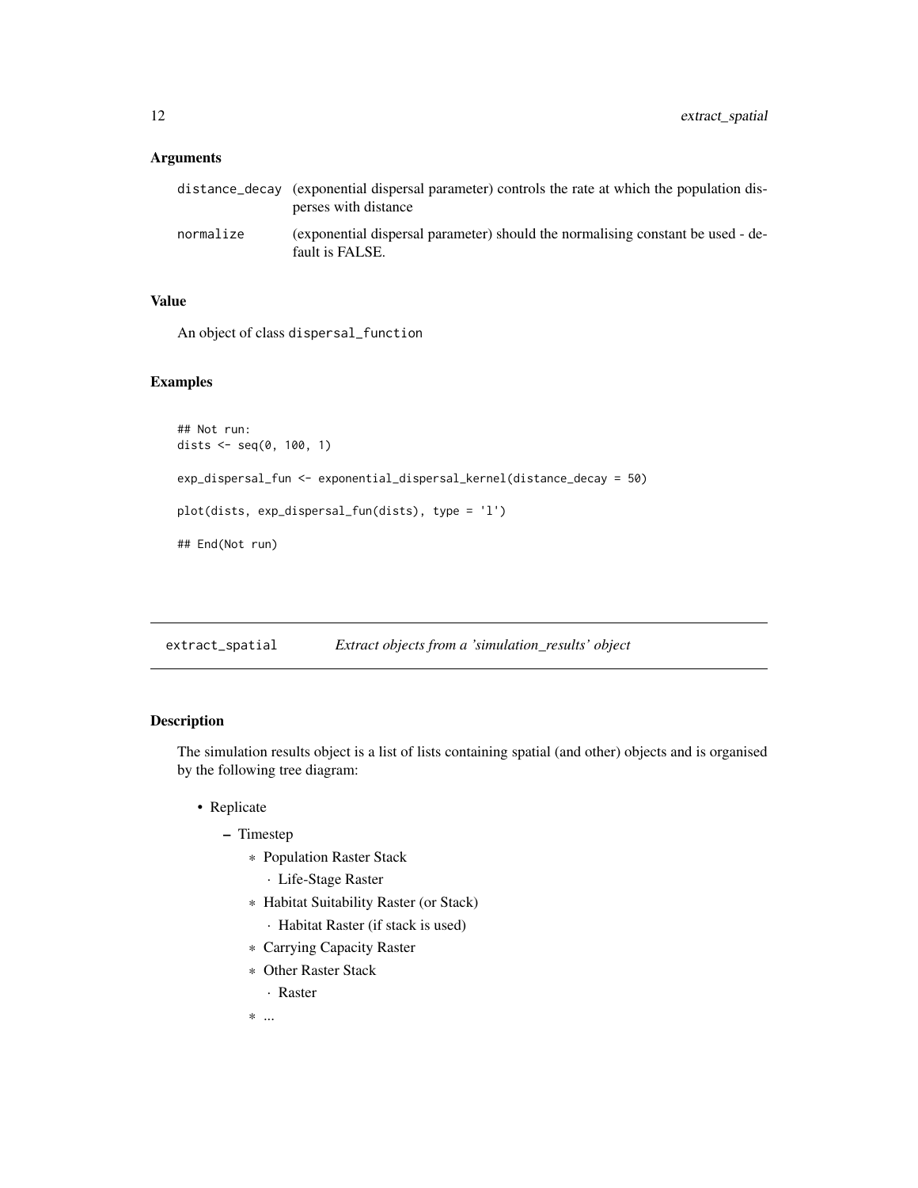### Arguments

| | |
|---|---|
| distance_decay | (exponential dispersal parameter) controls the rate at which the population disperses with distance |
| normalize | (exponential dispersal parameter) should the normalising constant be used - default is FALSE. |

### Value

An object of class dispersal_function

### Examples

```
## Not run:
dists <- seq(0, 100, 1)

exp_dispersal_fun <- exponential_dispersal_kernel(distance_decay = 50)

plot(dists, exp_dispersal_fun(dists), type = 'l')

## End(Not run)
```

---

## extract_spatial    *Extract objects from a 'simulation_results' object*

### Description

The simulation results object is a list of lists containing spatial (and other) objects and is organised by the following tree diagram:

- Replicate
  - Timestep
    - Population Raster Stack
      - Life-Stage Raster
    - Habitat Suitability Raster (or Stack)
      - Habitat Raster (if stack is used)
    - Carrying Capacity Raster
    - Other Raster Stack
      - Raster
    - ...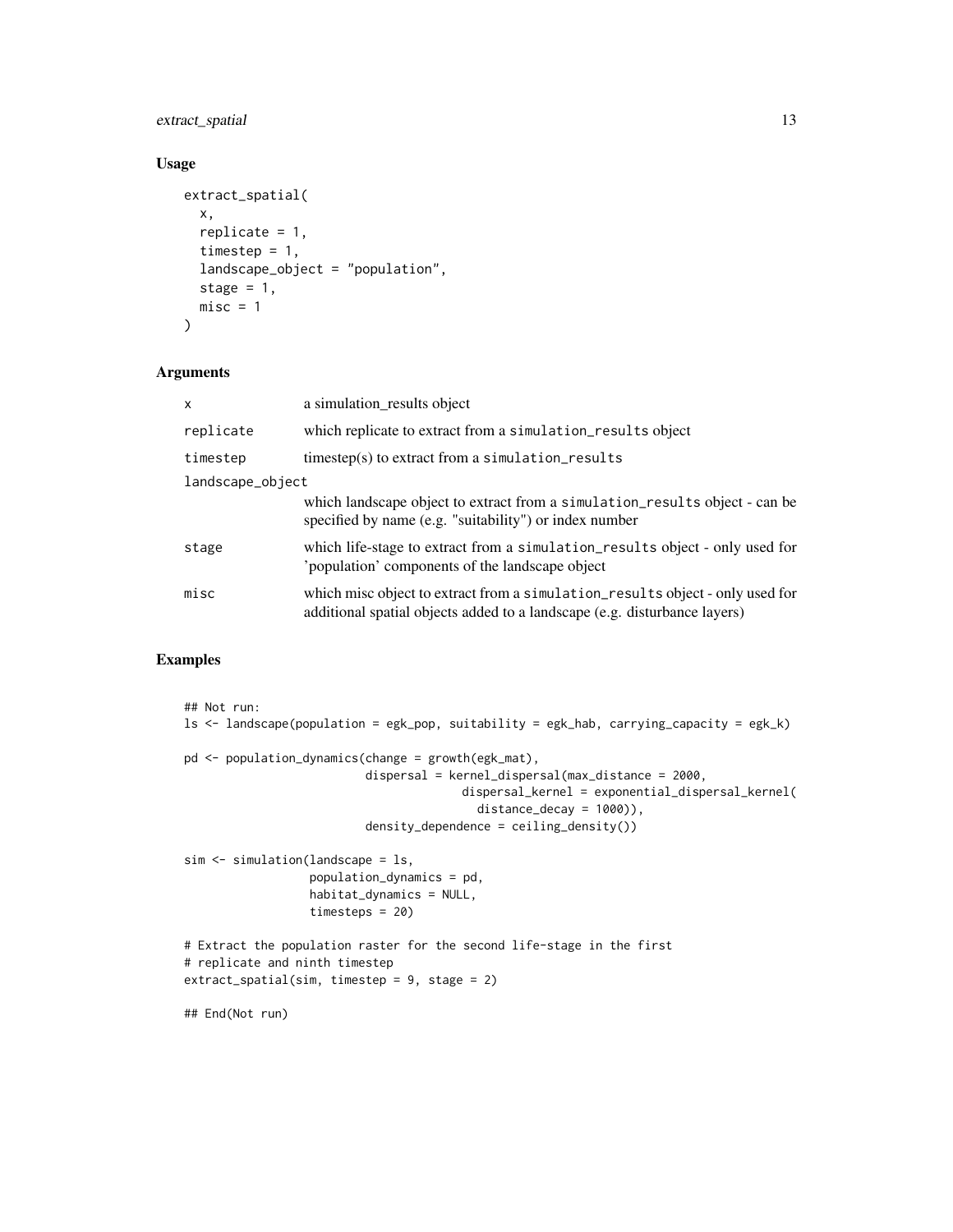## Usage

```
extract_spatial(
  x,
  replicate = 1,
  timestep = 1,
  landscape_object = "population",
  stage = 1,
  misc = 1
)
```

## Arguments

| Argument | Description |
| --- | --- |
| `x` | a simulation_results object |
| `replicate` | which replicate to extract from a `simulation_results` object |
| `timestep` | timestep(s) to extract from a `simulation_results` |
| `landscape_object` | which landscape object to extract from a `simulation_results` object - can be specified by name (e.g. "suitability") or index number |
| `stage` | which life-stage to extract from a `simulation_results` object - only used for 'population' components of the landscape object |
| `misc` | which misc object to extract from a `simulation_results` object - only used for additional spatial objects added to a landscape (e.g. disturbance layers) |

## Examples

```
## Not run:
ls <- landscape(population = egk_pop, suitability = egk_hab, carrying_capacity = egk_k)

pd <- population_dynamics(change = growth(egk_mat),
                          dispersal = kernel_dispersal(max_distance = 2000,
                                      dispersal_kernel = exponential_dispersal_kernel(
                                        distance_decay = 1000)),
                          density_dependence = ceiling_density())

sim <- simulation(landscape = ls,
                  population_dynamics = pd,
                  habitat_dynamics = NULL,
                  timesteps = 20)

# Extract the population raster for the second life-stage in the first
# replicate and ninth timestep
extract_spatial(sim, timestep = 9, stage = 2)

## End(Not run)
```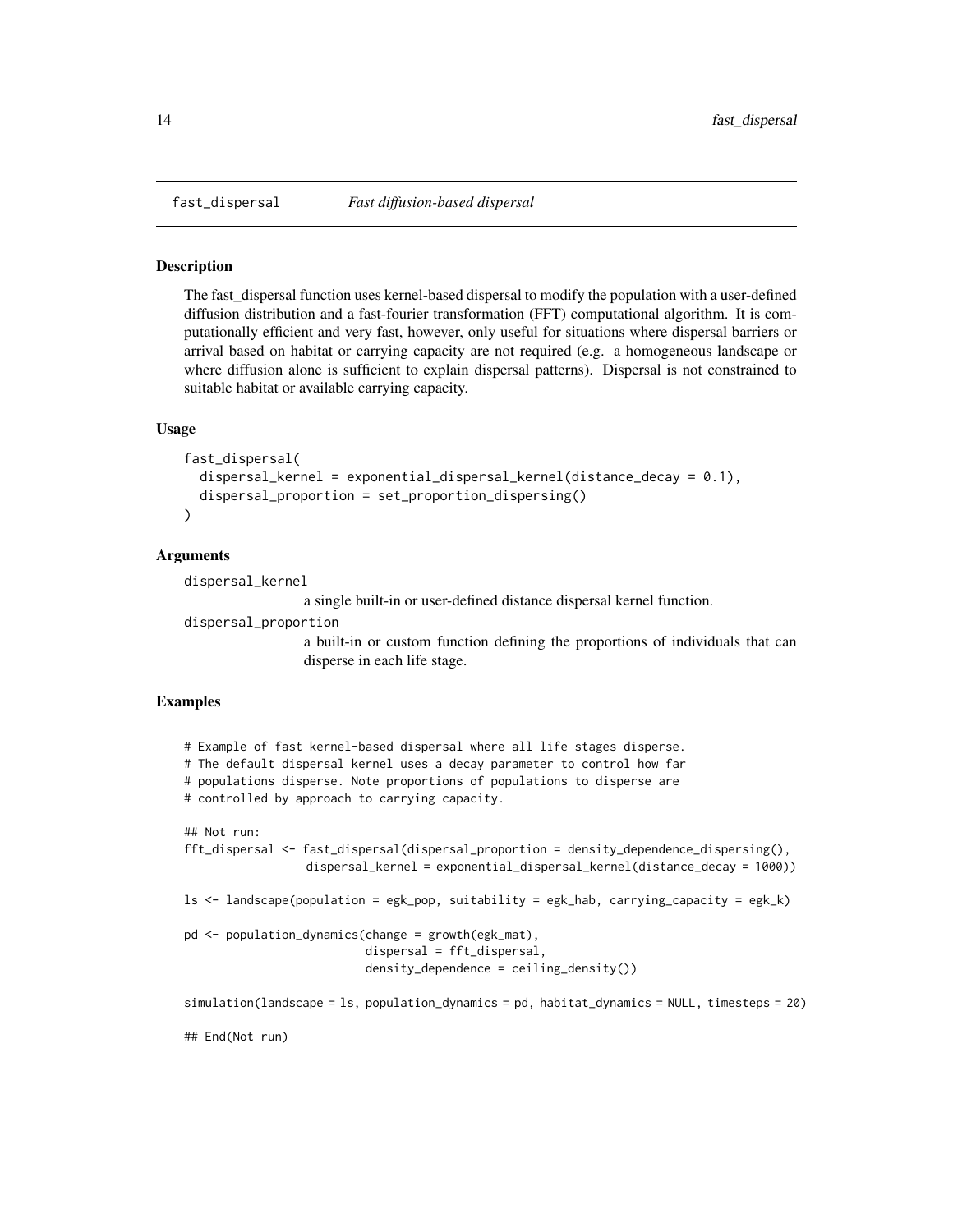## fast_dispersal    *Fast diffusion-based dispersal*

### Description

The fast_dispersal function uses kernel-based dispersal to modify the population with a user-defined diffusion distribution and a fast-fourier transformation (FFT) computational algorithm. It is computationally efficient and very fast, however, only useful for situations where dispersal barriers or arrival based on habitat or carrying capacity are not required (e.g. a homogeneous landscape or where diffusion alone is sufficient to explain dispersal patterns). Dispersal is not constrained to suitable habitat or available carrying capacity.

### Usage

```
fast_dispersal(
  dispersal_kernel = exponential_dispersal_kernel(distance_decay = 0.1),
  dispersal_proportion = set_proportion_dispersing()
)
```

### Arguments

`dispersal_kernel`
: a single built-in or user-defined distance dispersal kernel function.

`dispersal_proportion`
: a built-in or custom function defining the proportions of individuals that can disperse in each life stage.

### Examples

```
# Example of fast kernel-based dispersal where all life stages disperse.
# The default dispersal kernel uses a decay parameter to control how far
# populations disperse. Note proportions of populations to disperse are
# controlled by approach to carrying capacity.

## Not run:
fft_dispersal <- fast_dispersal(dispersal_proportion = density_dependence_dispersing(),
                 dispersal_kernel = exponential_dispersal_kernel(distance_decay = 1000))

ls <- landscape(population = egk_pop, suitability = egk_hab, carrying_capacity = egk_k)

pd <- population_dynamics(change = growth(egk_mat),
                          dispersal = fft_dispersal,
                          density_dependence = ceiling_density())

simulation(landscape = ls, population_dynamics = pd, habitat_dynamics = NULL, timesteps = 20)

## End(Not run)
```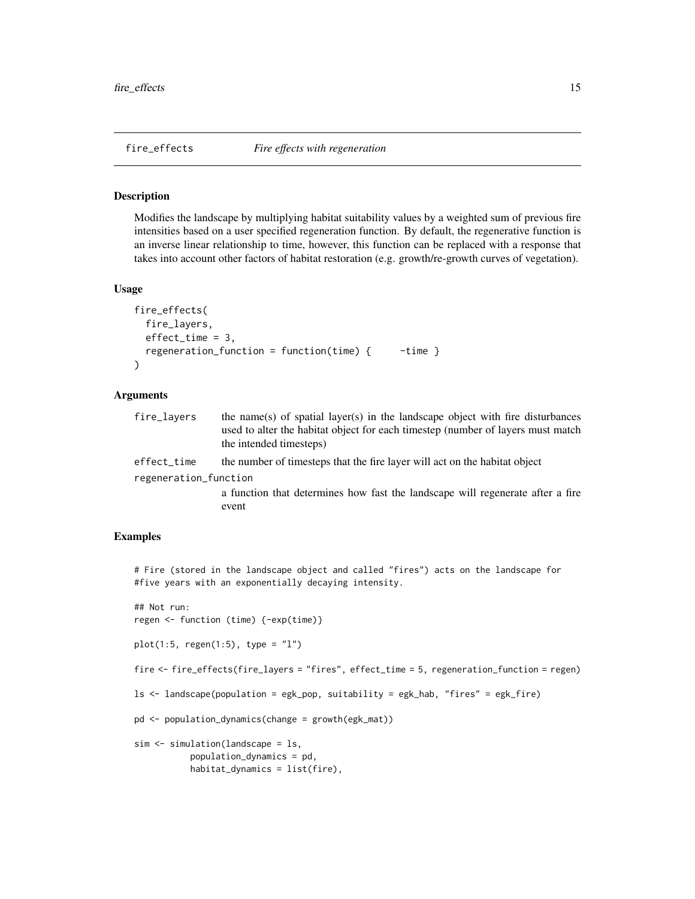## fire_effects *Fire effects with regeneration*

### Description

Modifies the landscape by multiplying habitat suitability values by a weighted sum of previous fire intensities based on a user specified regeneration function. By default, the regenerative function is an inverse linear relationship to time, however, this function can be replaced with a response that takes into account other factors of habitat restoration (e.g. growth/re-growth curves of vegetation).

### Usage

```
fire_effects(
  fire_layers,
  effect_time = 3,
  regeneration_function = function(time) {     -time }
)
```

### Arguments

| Argument | Description |
| --- | --- |
| fire_layers | the name(s) of spatial layer(s) in the landscape object with fire disturbances used to alter the habitat object for each timestep (number of layers must match the intended timesteps) |
| effect_time | the number of timesteps that the fire layer will act on the habitat object |
| regeneration_function | a function that determines how fast the landscape will regenerate after a fire event |

### Examples

```
# Fire (stored in the landscape object and called "fires") acts on the landscape for
#five years with an exponentially decaying intensity.

## Not run:
regen <- function (time) {-exp(time)}

plot(1:5, regen(1:5), type = "l")

fire <- fire_effects(fire_layers = "fires", effect_time = 5, regeneration_function = regen)

ls <- landscape(population = egk_pop, suitability = egk_hab, "fires" = egk_fire)

pd <- population_dynamics(change = growth(egk_mat))

sim <- simulation(landscape = ls,
          population_dynamics = pd,
          habitat_dynamics = list(fire),
```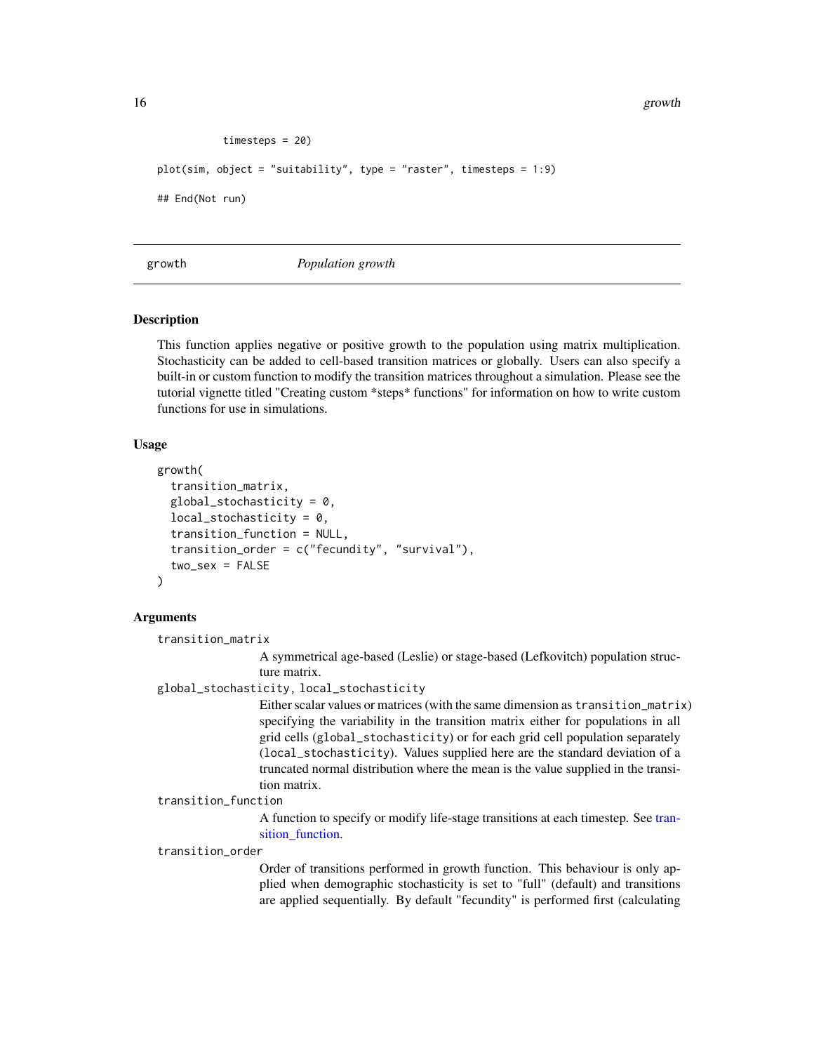```
            timesteps = 20)

plot(sim, object = "suitability", type = "raster", timesteps = 1:9)

## End(Not run)
```

---

## growth — *Population growth*

### Description

This function applies negative or positive growth to the population using matrix multiplication. Stochasticity can be added to cell-based transition matrices or globally. Users can also specify a built-in or custom function to modify the transition matrices throughout a simulation. Please see the tutorial vignette titled "Creating custom *steps* functions" for information on how to write custom functions for use in simulations.

### Usage

```
growth(
  transition_matrix,
  global_stochasticity = 0,
  local_stochasticity = 0,
  transition_function = NULL,
  transition_order = c("fecundity", "survival"),
  two_sex = FALSE
)
```

### Arguments

`transition_matrix`
: A symmetrical age-based (Leslie) or stage-based (Lefkovitch) population structure matrix.

`global_stochasticity, local_stochasticity`
: Either scalar values or matrices (with the same dimension as `transition_matrix`) specifying the variability in the transition matrix either for populations in all grid cells (`global_stochasticity`) or for each grid cell population separately (`local_stochasticity`). Values supplied here are the standard deviation of a truncated normal distribution where the mean is the value supplied in the transition matrix.

`transition_function`
: A function to specify or modify life-stage transitions at each timestep. See transition_function.

`transition_order`
: Order of transitions performed in growth function. This behaviour is only applied when demographic stochasticity is set to "full" (default) and transitions are applied sequentially. By default "fecundity" is performed first (calculating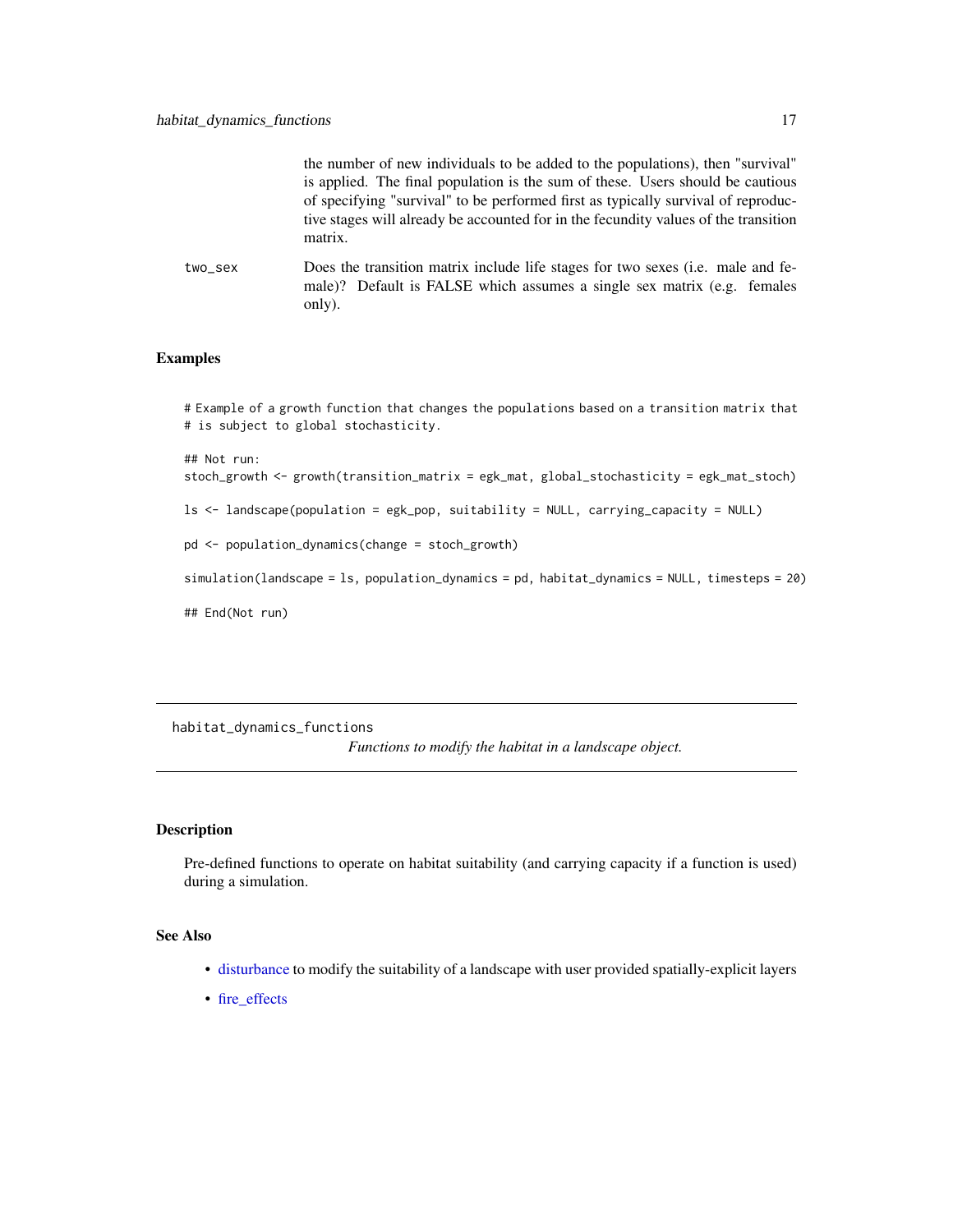the number of new individuals to be added to the populations), then "survival" is applied. The final population is the sum of these. Users should be cautious of specifying "survival" to be performed first as typically survival of reproductive stages will already be accounted for in the fecundity values of the transition matrix.

two_sex
: Does the transition matrix include life stages for two sexes (i.e. male and female)? Default is FALSE which assumes a single sex matrix (e.g. females only).

### Examples

```
# Example of a growth function that changes the populations based on a transition matrix that
# is subject to global stochasticity.

## Not run:
stoch_growth <- growth(transition_matrix = egk_mat, global_stochasticity = egk_mat_stoch)

ls <- landscape(population = egk_pop, suitability = NULL, carrying_capacity = NULL)

pd <- population_dynamics(change = stoch_growth)

simulation(landscape = ls, population_dynamics = pd, habitat_dynamics = NULL, timesteps = 20)

## End(Not run)
```

---

## habitat_dynamics_functions

*Functions to modify the habitat in a landscape object.*

---

### Description

Pre-defined functions to operate on habitat suitability (and carrying capacity if a function is used) during a simulation.

### See Also

- disturbance to modify the suitability of a landscape with user provided spatially-explicit layers
- fire_effects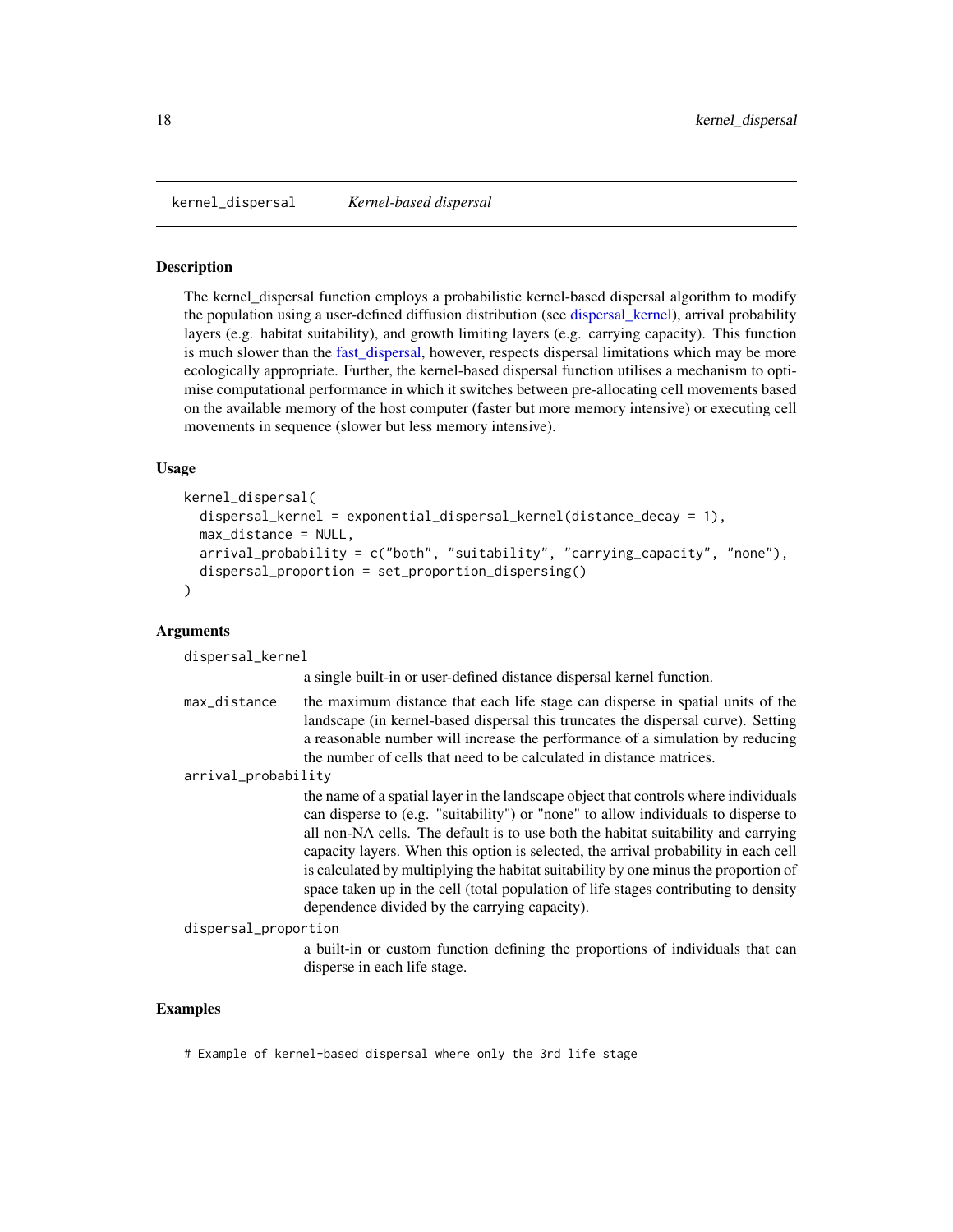## kernel_dispersal *Kernel-based dispersal*

### Description

The kernel_dispersal function employs a probabilistic kernel-based dispersal algorithm to modify the population using a user-defined diffusion distribution (see dispersal_kernel), arrival probability layers (e.g. habitat suitability), and growth limiting layers (e.g. carrying capacity). This function is much slower than the fast_dispersal, however, respects dispersal limitations which may be more ecologically appropriate. Further, the kernel-based dispersal function utilises a mechanism to optimise computational performance in which it switches between pre-allocating cell movements based on the available memory of the host computer (faster but more memory intensive) or executing cell movements in sequence (slower but less memory intensive).

### Usage

```
kernel_dispersal(
  dispersal_kernel = exponential_dispersal_kernel(distance_decay = 1),
  max_distance = NULL,
  arrival_probability = c("both", "suitability", "carrying_capacity", "none"),
  dispersal_proportion = set_proportion_dispersing()
)
```

### Arguments

`dispersal_kernel`
: a single built-in or user-defined distance dispersal kernel function.

`max_distance`
: the maximum distance that each life stage can disperse in spatial units of the landscape (in kernel-based dispersal this truncates the dispersal curve). Setting a reasonable number will increase the performance of a simulation by reducing the number of cells that need to be calculated in distance matrices.

`arrival_probability`
: the name of a spatial layer in the landscape object that controls where individuals can disperse to (e.g. "suitability") or "none" to allow individuals to disperse to all non-NA cells. The default is to use both the habitat suitability and carrying capacity layers. When this option is selected, the arrival probability in each cell is calculated by multiplying the habitat suitability by one minus the proportion of space taken up in the cell (total population of life stages contributing to density dependence divided by the carrying capacity).

`dispersal_proportion`
: a built-in or custom function defining the proportions of individuals that can disperse in each life stage.

### Examples

```
# Example of kernel-based dispersal where only the 3rd life stage
```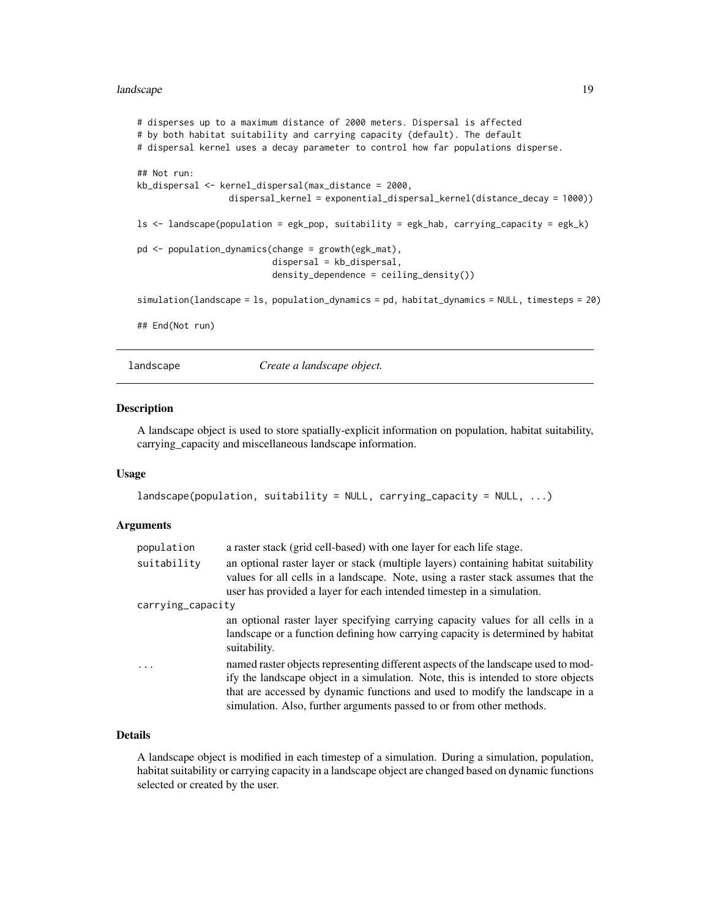```
# disperses up to a maximum distance of 2000 meters. Dispersal is affected
# by both habitat suitability and carrying capacity (default). The default
# dispersal kernel uses a decay parameter to control how far populations disperse.

## Not run:
kb_dispersal <- kernel_dispersal(max_distance = 2000,
                 dispersal_kernel = exponential_dispersal_kernel(distance_decay = 1000))

ls <- landscape(population = egk_pop, suitability = egk_hab, carrying_capacity = egk_k)

pd <- population_dynamics(change = growth(egk_mat),
                          dispersal = kb_dispersal,
                          density_dependence = ceiling_density())

simulation(landscape = ls, population_dynamics = pd, habitat_dynamics = NULL, timesteps = 20)

## End(Not run)
```

## landscape — *Create a landscape object.*

### Description

A landscape object is used to store spatially-explicit information on population, habitat suitability, carrying_capacity and miscellaneous landscape information.

### Usage

```
landscape(population, suitability = NULL, carrying_capacity = NULL, ...)
```

### Arguments

| | |
|---|---|
| population | a raster stack (grid cell-based) with one layer for each life stage. |
| suitability | an optional raster layer or stack (multiple layers) containing habitat suitability values for all cells in a landscape. Note, using a raster stack assumes that the user has provided a layer for each intended timestep in a simulation. |
| carrying_capacity | an optional raster layer specifying carrying capacity values for all cells in a landscape or a function defining how carrying capacity is determined by habitat suitability. |
| ... | named raster objects representing different aspects of the landscape used to modify the landscape object in a simulation. Note, this is intended to store objects that are accessed by dynamic functions and used to modify the landscape in a simulation. Also, further arguments passed to or from other methods. |

### Details

A landscape object is modified in each timestep of a simulation. During a simulation, population, habitat suitability or carrying capacity in a landscape object are changed based on dynamic functions selected or created by the user.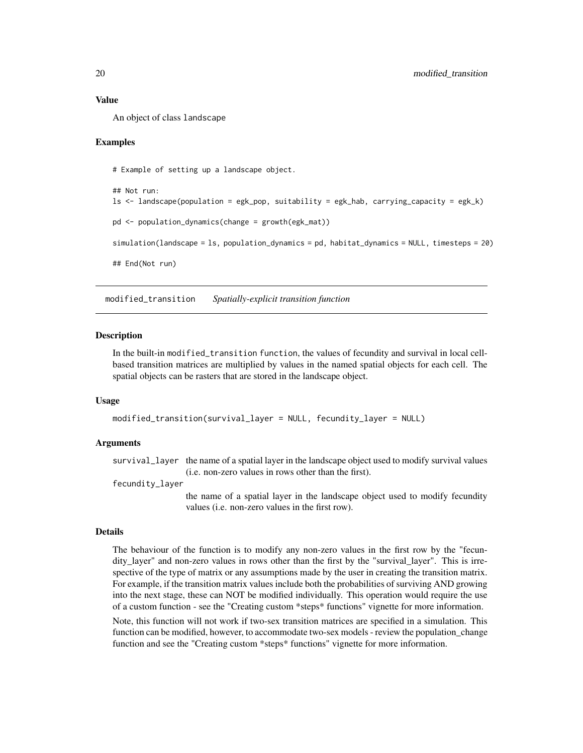### Value

An object of class landscape

### Examples

```
# Example of setting up a landscape object.

## Not run:
ls <- landscape(population = egk_pop, suitability = egk_hab, carrying_capacity = egk_k)

pd <- population_dynamics(change = growth(egk_mat))

simulation(landscape = ls, population_dynamics = pd, habitat_dynamics = NULL, timesteps = 20)

## End(Not run)
```

---

## modified_transition    *Spatially-explicit transition function*

---

### Description

In the built-in modified_transition function, the values of fecundity and survival in local cell-based transition matrices are multiplied by values in the named spatial objects for each cell. The spatial objects can be rasters that are stored in the landscape object.

### Usage

```
modified_transition(survival_layer = NULL, fecundity_layer = NULL)
```

### Arguments

| | |
|---|---|
| survival_layer | the name of a spatial layer in the landscape object used to modify survival values (i.e. non-zero values in rows other than the first). |
| fecundity_layer | the name of a spatial layer in the landscape object used to modify fecundity values (i.e. non-zero values in the first row). |

### Details

The behaviour of the function is to modify any non-zero values in the first row by the "fecundity_layer" and non-zero values in rows other than the first by the "survival_layer". This is irrespective of the type of matrix or any assumptions made by the user in creating the transition matrix. For example, if the transition matrix values include both the probabilities of surviving AND growing into the next stage, these can NOT be modified individually. This operation would require the use of a custom function - see the "Creating custom *steps* functions" vignette for more information.

Note, this function will not work if two-sex transition matrices are specified in a simulation. This function can be modified, however, to accommodate two-sex models - review the population_change function and see the "Creating custom *steps* functions" vignette for more information.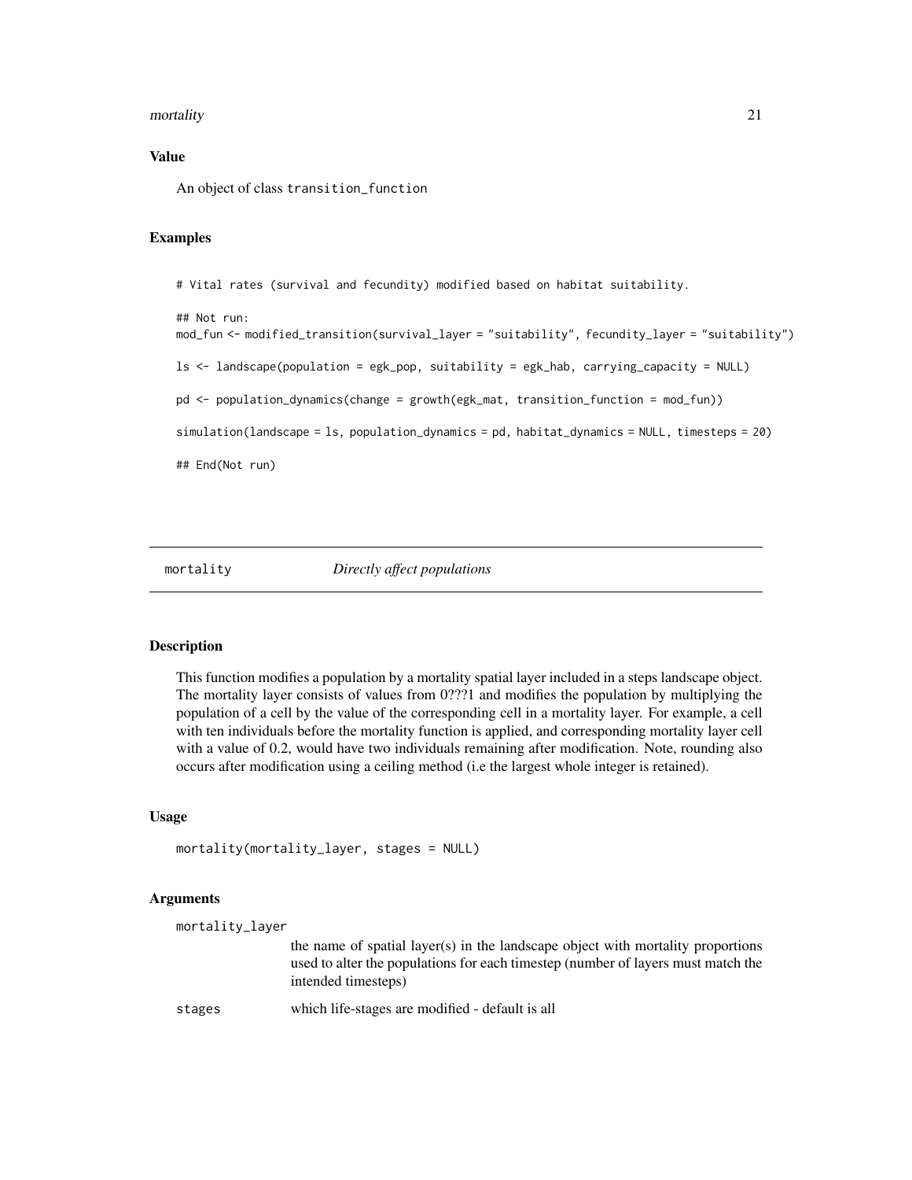## Value

An object of class `transition_function`

## Examples

```
# Vital rates (survival and fecundity) modified based on habitat suitability.

## Not run:
mod_fun <- modified_transition(survival_layer = "suitability", fecundity_layer = "suitability")

ls <- landscape(population = egk_pop, suitability = egk_hab, carrying_capacity = NULL)

pd <- population_dynamics(change = growth(egk_mat, transition_function = mod_fun))

simulation(landscape = ls, population_dynamics = pd, habitat_dynamics = NULL, timesteps = 20)

## End(Not run)
```

---

# mortality *Directly affect populations*

## Description

This function modifies a population by a mortality spatial layer included in a steps landscape object. The mortality layer consists of values from 0???1 and modifies the population by multiplying the population of a cell by the value of the corresponding cell in a mortality layer. For example, a cell with ten individuals before the mortality function is applied, and corresponding mortality layer cell with a value of 0.2, would have two individuals remaining after modification. Note, rounding also occurs after modification using a ceiling method (i.e the largest whole integer is retained).

## Usage

```
mortality(mortality_layer, stages = NULL)
```

## Arguments

| | |
|---|---|
| mortality_layer | the name of spatial layer(s) in the landscape object with mortality proportions used to alter the populations for each timestep (number of layers must match the intended timesteps) |
| stages | which life-stages are modified - default is all |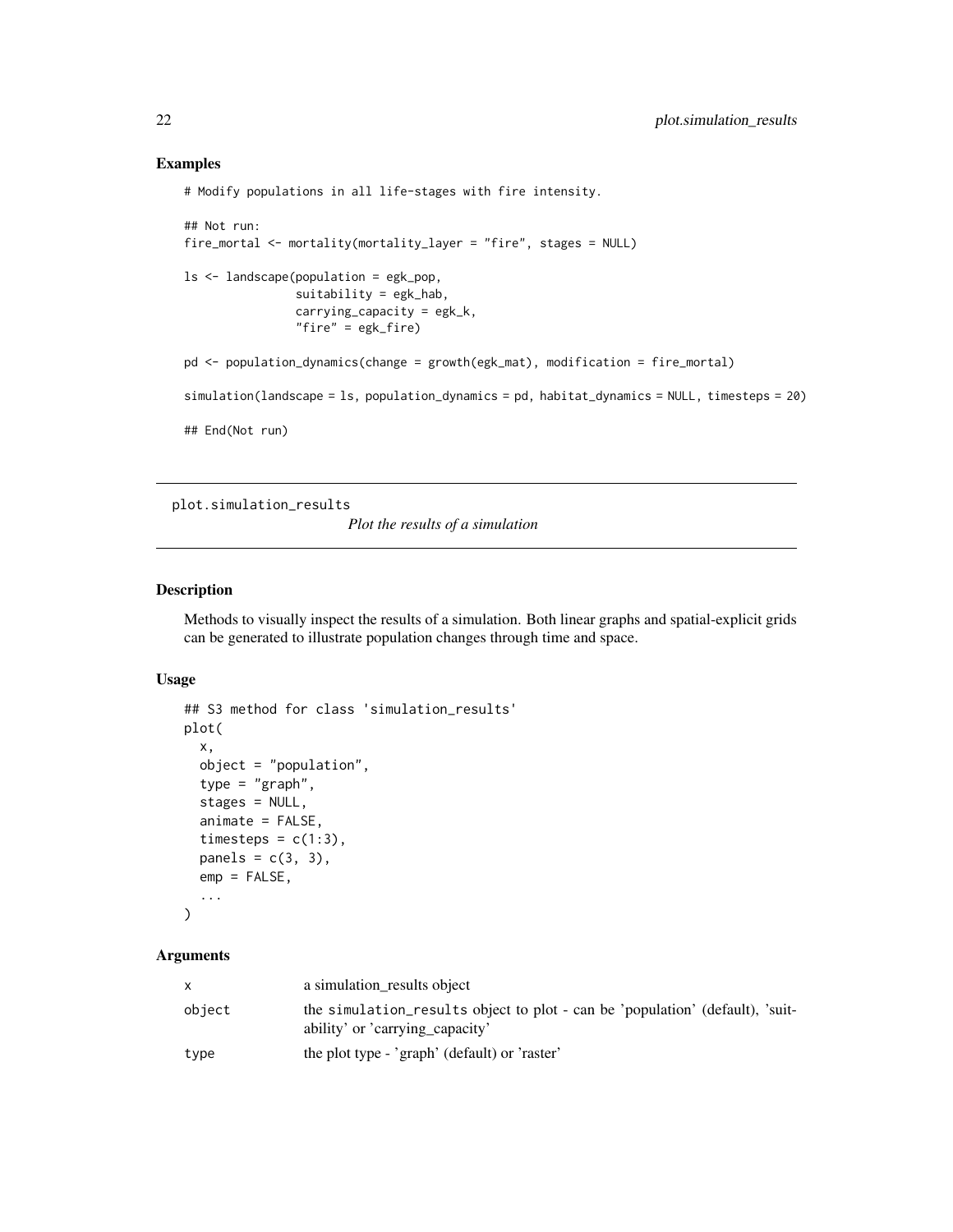## Examples

```
# Modify populations in all life-stages with fire intensity.

## Not run:
fire_mortal <- mortality(mortality_layer = "fire", stages = NULL)

ls <- landscape(population = egk_pop,
                suitability = egk_hab,
                carrying_capacity = egk_k,
                "fire" = egk_fire)

pd <- population_dynamics(change = growth(egk_mat), modification = fire_mortal)

simulation(landscape = ls, population_dynamics = pd, habitat_dynamics = NULL, timesteps = 20)

## End(Not run)
```

---

## plot.simulation_results

*Plot the results of a simulation*

---

### Description

Methods to visually inspect the results of a simulation. Both linear graphs and spatial-explicit grids can be generated to illustrate population changes through time and space.

### Usage

```
## S3 method for class 'simulation_results'
plot(
  x,
  object = "population",
  type = "graph",
  stages = NULL,
  animate = FALSE,
  timesteps = c(1:3),
  panels = c(3, 3),
  emp = FALSE,
  ...
)
```

### Arguments

| | |
|---|---|
| x | a simulation_results object |
| object | the simulation_results object to plot - can be 'population' (default), 'suitability' or 'carrying_capacity' |
| type | the plot type - 'graph' (default) or 'raster' |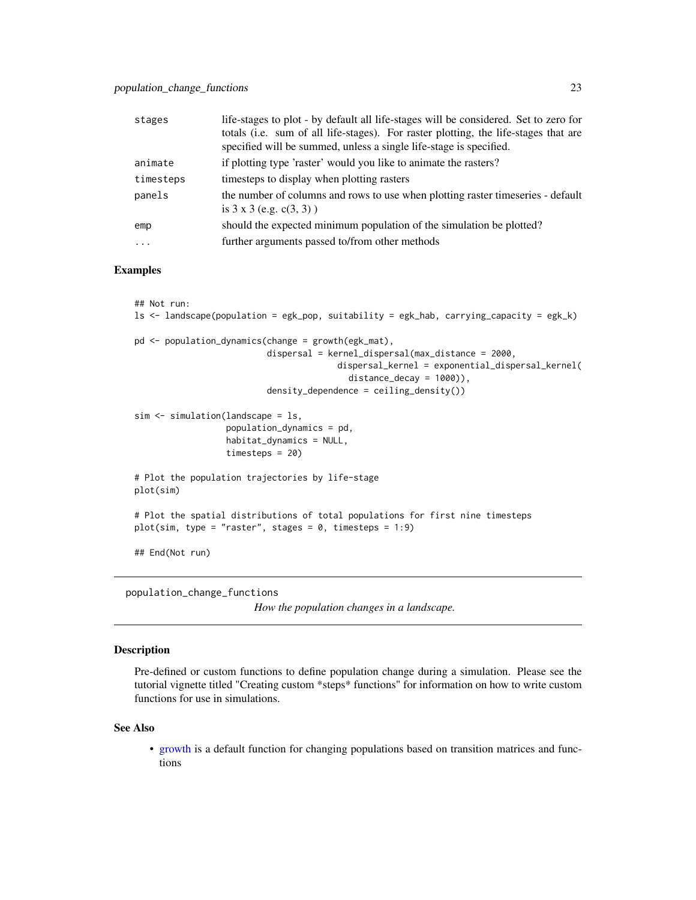| | |
|---|---|
| stages | life-stages to plot - by default all life-stages will be considered. Set to zero for totals (i.e. sum of all life-stages). For raster plotting, the life-stages that are specified will be summed, unless a single life-stage is specified. |
| animate | if plotting type 'raster' would you like to animate the rasters? |
| timesteps | timesteps to display when plotting rasters |
| panels | the number of columns and rows to use when plotting raster timeseries - default is 3 x 3 (e.g. c(3, 3) ) |
| emp | should the expected minimum population of the simulation be plotted? |
| ... | further arguments passed to/from other methods |

## Examples

```
## Not run:
ls <- landscape(population = egk_pop, suitability = egk_hab, carrying_capacity = egk_k)

pd <- population_dynamics(change = growth(egk_mat),
                          dispersal = kernel_dispersal(max_distance = 2000,
                                       dispersal_kernel = exponential_dispersal_kernel(
                                         distance_decay = 1000)),
                          density_dependence = ceiling_density())

sim <- simulation(landscape = ls,
                  population_dynamics = pd,
                  habitat_dynamics = NULL,
                  timesteps = 20)

# Plot the population trajectories by life-stage
plot(sim)

# Plot the spatial distributions of total populations for first nine timesteps
plot(sim, type = "raster", stages = 0, timesteps = 1:9)

## End(Not run)
```

---

population_change_functions
*How the population changes in a landscape.*

---

## Description

Pre-defined or custom functions to define population change during a simulation. Please see the tutorial vignette titled "Creating custom *steps* functions" for information on how to write custom functions for use in simulations.

## See Also

- growth is a default function for changing populations based on transition matrices and functions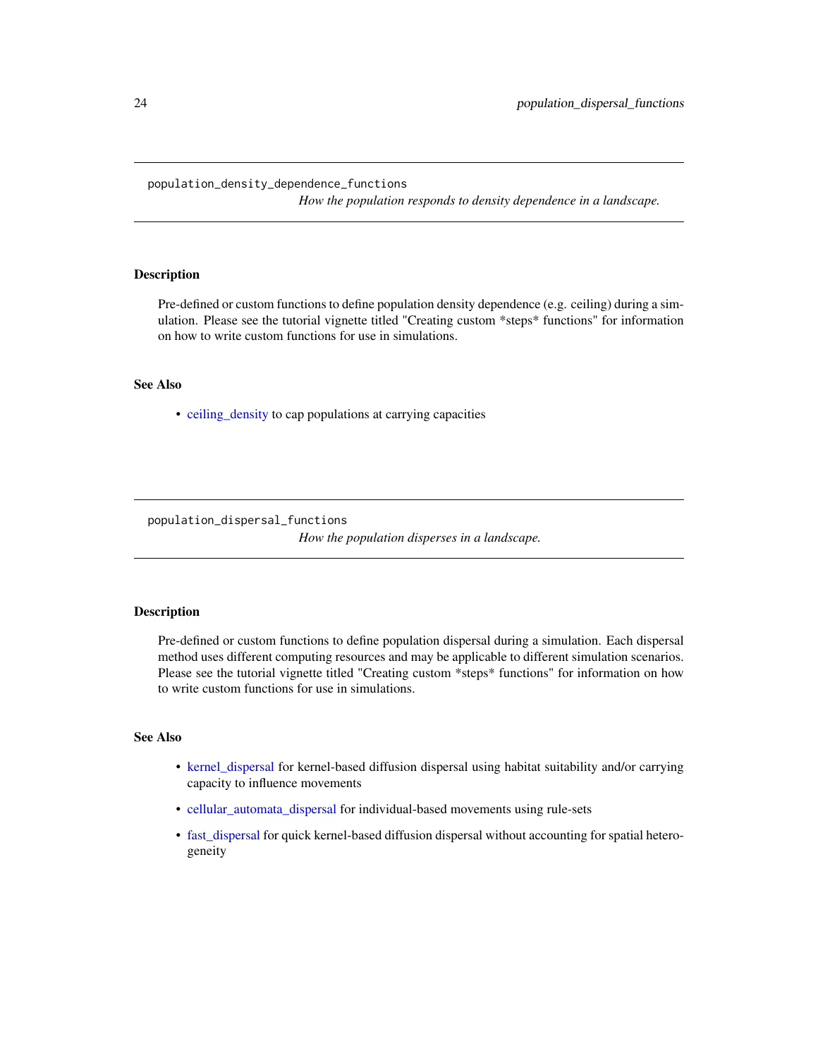## population_density_dependence_functions

*How the population responds to density dependence in a landscape.*

### Description

Pre-defined or custom functions to define population density dependence (e.g. ceiling) during a simulation. Please see the tutorial vignette titled "Creating custom *steps* functions" for information on how to write custom functions for use in simulations.

### See Also

- ceiling_density to cap populations at carrying capacities

## population_dispersal_functions

*How the population disperses in a landscape.*

### Description

Pre-defined or custom functions to define population dispersal during a simulation. Each dispersal method uses different computing resources and may be applicable to different simulation scenarios. Please see the tutorial vignette titled "Creating custom *steps* functions" for information on how to write custom functions for use in simulations.

### See Also

- kernel_dispersal for kernel-based diffusion dispersal using habitat suitability and/or carrying capacity to influence movements
- cellular_automata_dispersal for individual-based movements using rule-sets
- fast_dispersal for quick kernel-based diffusion dispersal without accounting for spatial heterogeneity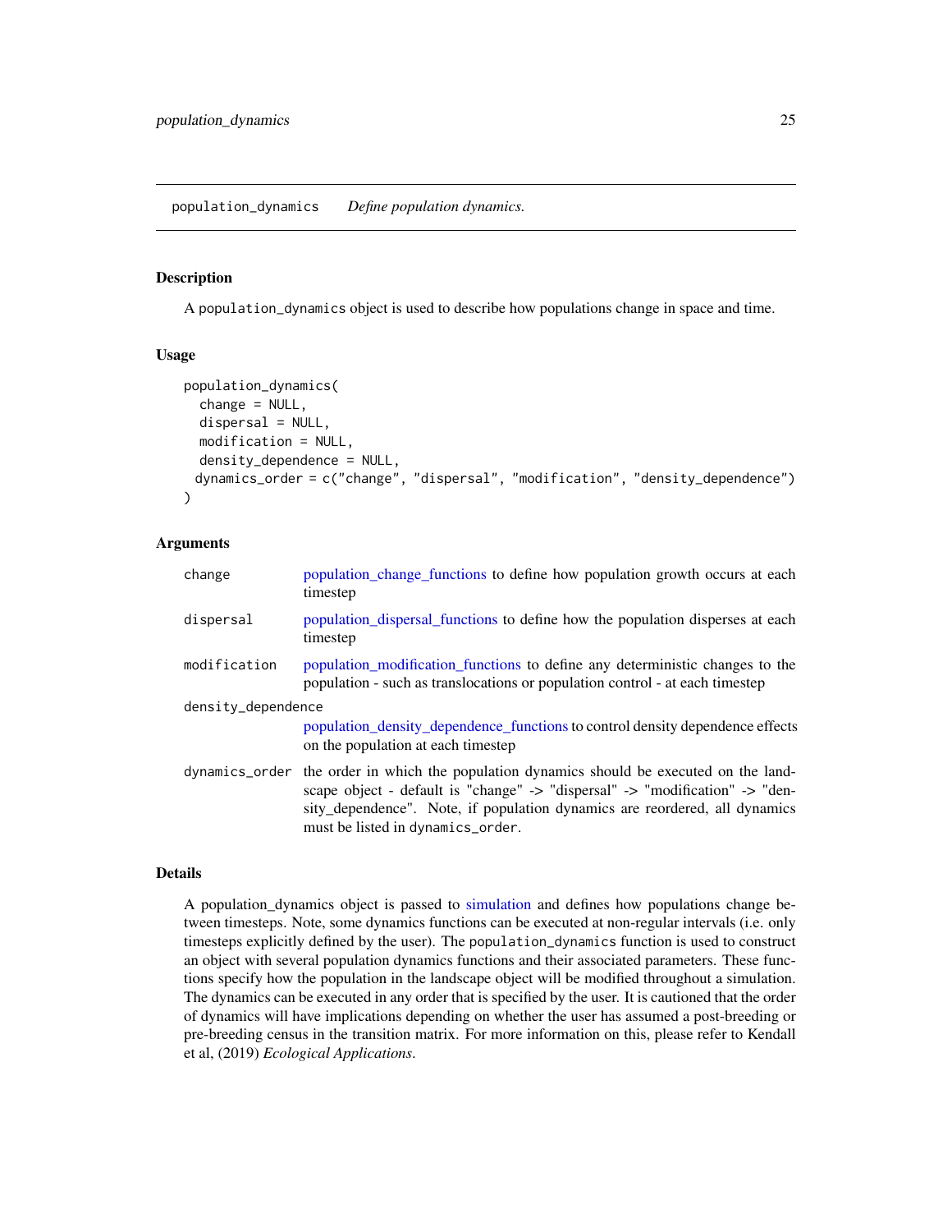population_dynamics *Define population dynamics.*

## Description

A `population_dynamics` object is used to describe how populations change in space and time.

## Usage

```
population_dynamics(
  change = NULL,
  dispersal = NULL,
  modification = NULL,
  density_dependence = NULL,
 dynamics_order = c("change", "dispersal", "modification", "density_dependence")
)
```

## Arguments

| | |
|---|---|
| `change` | population_change_functions to define how population growth occurs at each timestep |
| `dispersal` | population_dispersal_functions to define how the population disperses at each timestep |
| `modification` | population_modification_functions to define any deterministic changes to the population - such as translocations or population control - at each timestep |
| `density_dependence` | population_density_dependence_functions to control density dependence effects on the population at each timestep |
| `dynamics_order` | the order in which the population dynamics should be executed on the landscape object - default is "change" -> "dispersal" -> "modification" -> "density_dependence". Note, if population dynamics are reordered, all dynamics must be listed in `dynamics_order`. |

## Details

A population_dynamics object is passed to simulation and defines how populations change between timesteps. Note, some dynamics functions can be executed at non-regular intervals (i.e. only timesteps explicitly defined by the user). The `population_dynamics` function is used to construct an object with several population dynamics functions and their associated parameters. These functions specify how the population in the landscape object will be modified throughout a simulation. The dynamics can be executed in any order that is specified by the user. It is cautioned that the order of dynamics will have implications depending on whether the user has assumed a post-breeding or pre-breeding census in the transition matrix. For more information on this, please refer to Kendall et al, (2019) *Ecological Applications*.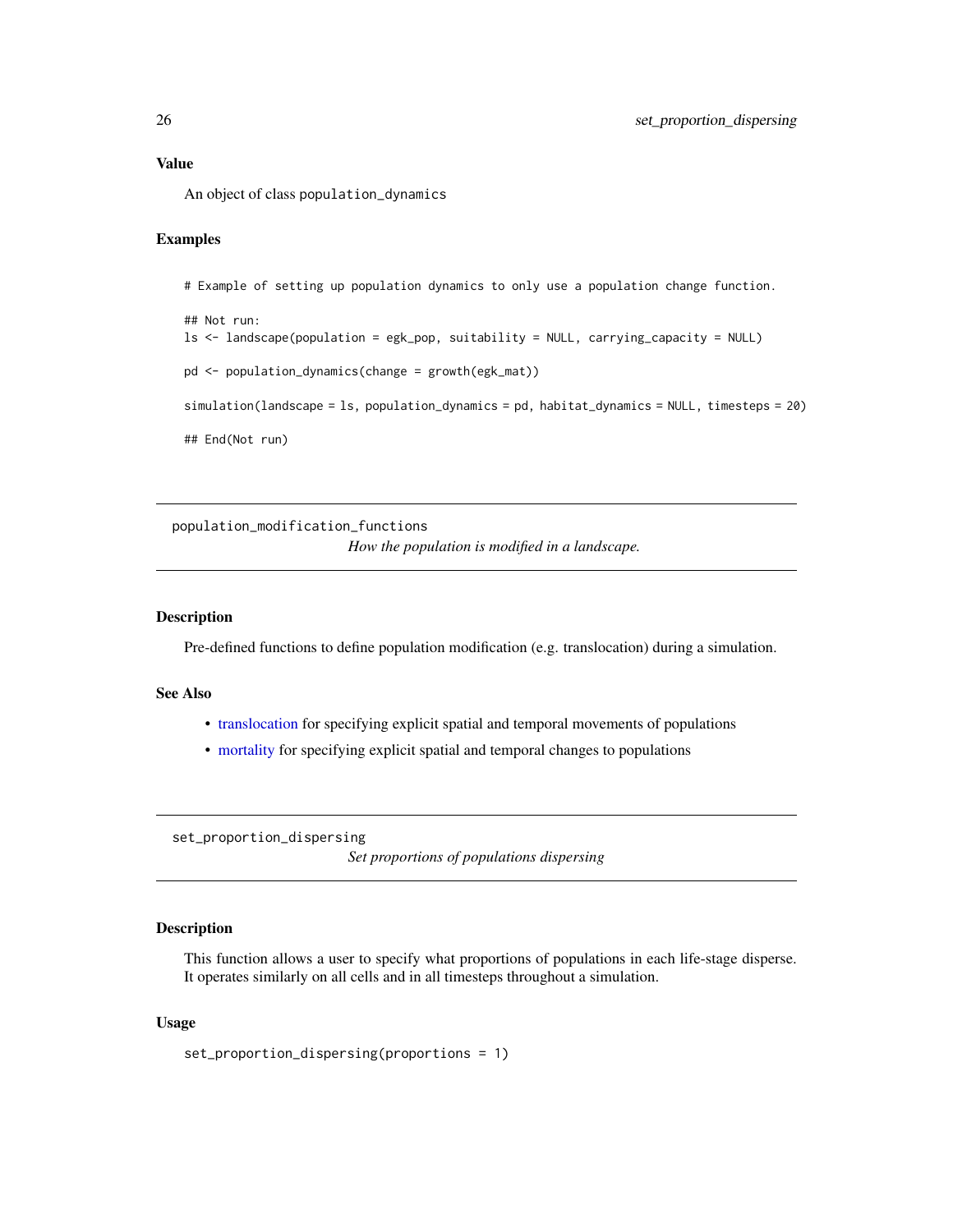### Value

An object of class `population_dynamics`

### Examples

```
# Example of setting up population dynamics to only use a population change function.

## Not run:
ls <- landscape(population = egk_pop, suitability = NULL, carrying_capacity = NULL)

pd <- population_dynamics(change = growth(egk_mat))

simulation(landscape = ls, population_dynamics = pd, habitat_dynamics = NULL, timesteps = 20)

## End(Not run)
```

---

## population_modification_functions

*How the population is modified in a landscape.*

### Description

Pre-defined functions to define population modification (e.g. translocation) during a simulation.

### See Also

- translocation for specifying explicit spatial and temporal movements of populations
- mortality for specifying explicit spatial and temporal changes to populations

---

## set_proportion_dispersing

*Set proportions of populations dispersing*

### Description

This function allows a user to specify what proportions of populations in each life-stage disperse. It operates similarly on all cells and in all timesteps throughout a simulation.

### Usage

```
set_proportion_dispersing(proportions = 1)
```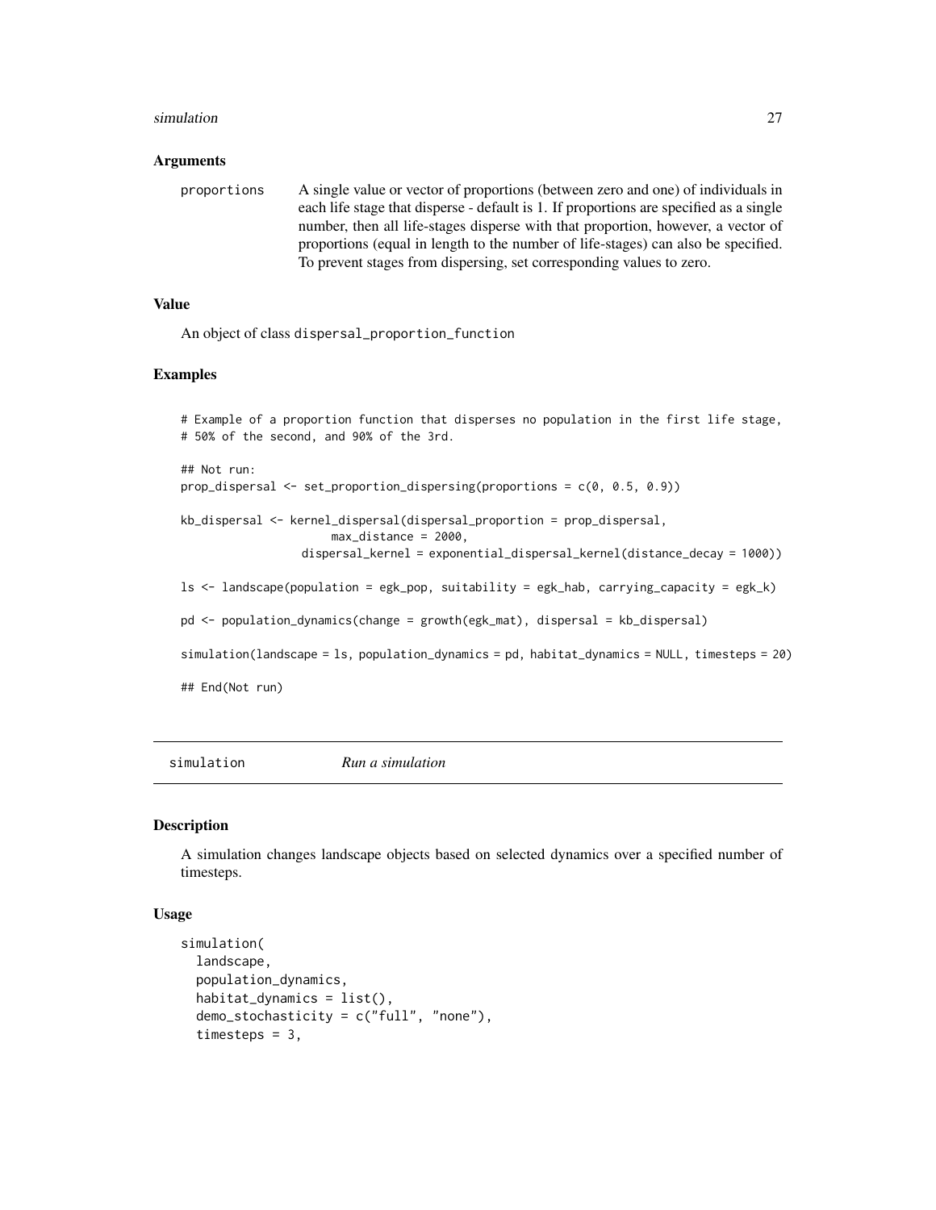### Arguments

proportions
: A single value or vector of proportions (between zero and one) of individuals in each life stage that disperse - default is 1. If proportions are specified as a single number, then all life-stages disperse with that proportion, however, a vector of proportions (equal in length to the number of life-stages) can also be specified. To prevent stages from dispersing, set corresponding values to zero.

### Value

An object of class dispersal_proportion_function

### Examples

```
# Example of a proportion function that disperses no population in the first life stage,
# 50% of the second, and 90% of the 3rd.

## Not run:
prop_dispersal <- set_proportion_dispersing(proportions = c(0, 0.5, 0.9))

kb_dispersal <- kernel_dispersal(dispersal_proportion = prop_dispersal,
                    max_distance = 2000,
                dispersal_kernel = exponential_dispersal_kernel(distance_decay = 1000))

ls <- landscape(population = egk_pop, suitability = egk_hab, carrying_capacity = egk_k)

pd <- population_dynamics(change = growth(egk_mat), dispersal = kb_dispersal)

simulation(landscape = ls, population_dynamics = pd, habitat_dynamics = NULL, timesteps = 20)

## End(Not run)
```

---

## simulation — *Run a simulation*

### Description

A simulation changes landscape objects based on selected dynamics over a specified number of timesteps.

### Usage

```
simulation(
  landscape,
  population_dynamics,
  habitat_dynamics = list(),
  demo_stochasticity = c("full", "none"),
  timesteps = 3,
```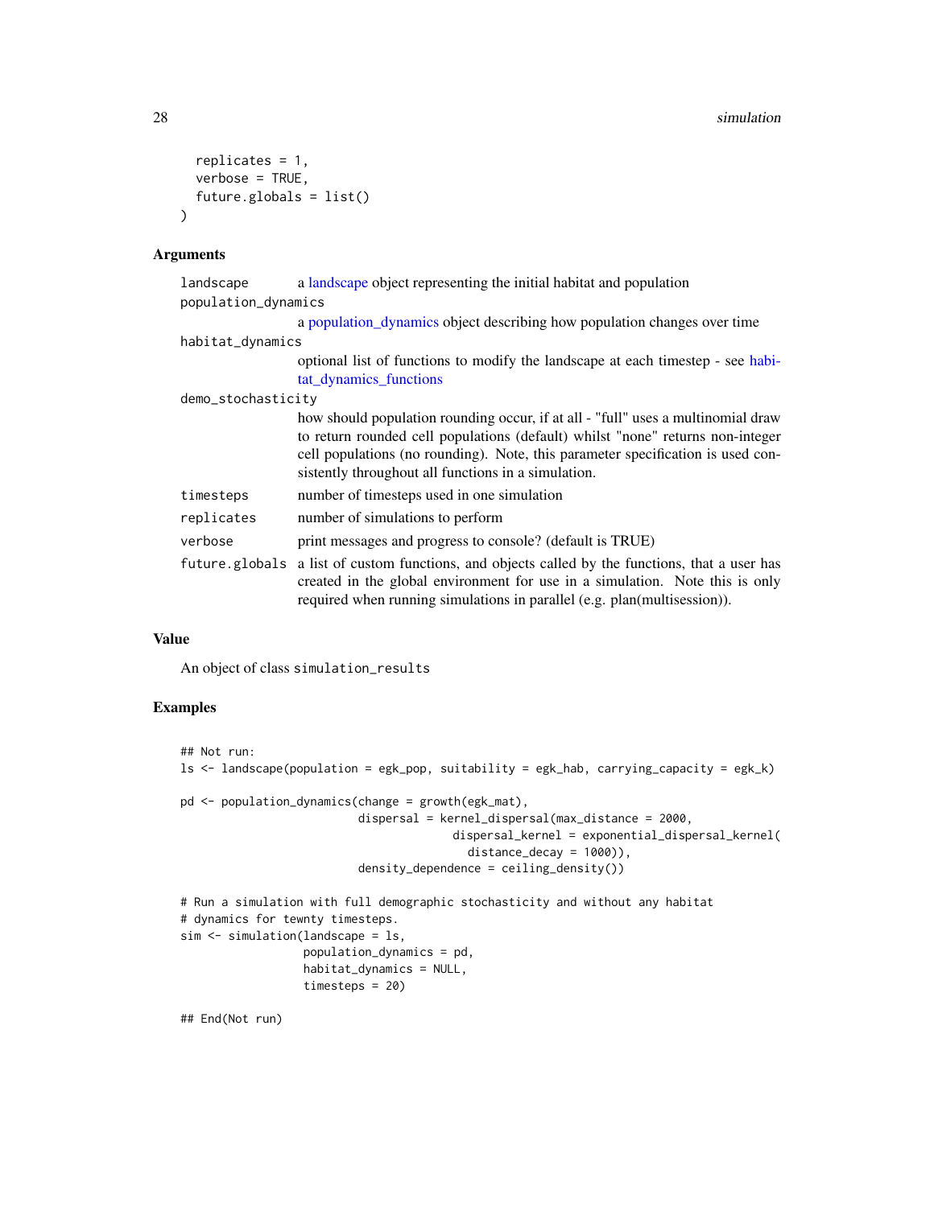```
  replicates = 1,
  verbose = TRUE,
  future.globals = list()
)
```

### Arguments

| | |
|---|---|
| landscape | a landscape object representing the initial habitat and population |
| population_dynamics | a population_dynamics object describing how population changes over time |
| habitat_dynamics | optional list of functions to modify the landscape at each timestep - see habitat_dynamics_functions |
| demo_stochasticity | how should population rounding occur, if at all - "full" uses a multinomial draw to return rounded cell populations (default) whilst "none" returns non-integer cell populations (no rounding). Note, this parameter specification is used consistently throughout all functions in a simulation. |
| timesteps | number of timesteps used in one simulation |
| replicates | number of simulations to perform |
| verbose | print messages and progress to console? (default is TRUE) |
| future.globals | a list of custom functions, and objects called by the functions, that a user has created in the global environment for use in a simulation. Note this is only required when running simulations in parallel (e.g. plan(multisession)). |

### Value

An object of class simulation_results

### Examples

```
## Not run:
ls <- landscape(population = egk_pop, suitability = egk_hab, carrying_capacity = egk_k)

pd <- population_dynamics(change = growth(egk_mat),
                          dispersal = kernel_dispersal(max_distance = 2000,
                                          dispersal_kernel = exponential_dispersal_kernel(
                                            distance_decay = 1000)),
                          density_dependence = ceiling_density())

# Run a simulation with full demographic stochasticity and without any habitat
# dynamics for tewnty timesteps.
sim <- simulation(landscape = ls,
                  population_dynamics = pd,
                  habitat_dynamics = NULL,
                  timesteps = 20)

## End(Not run)
```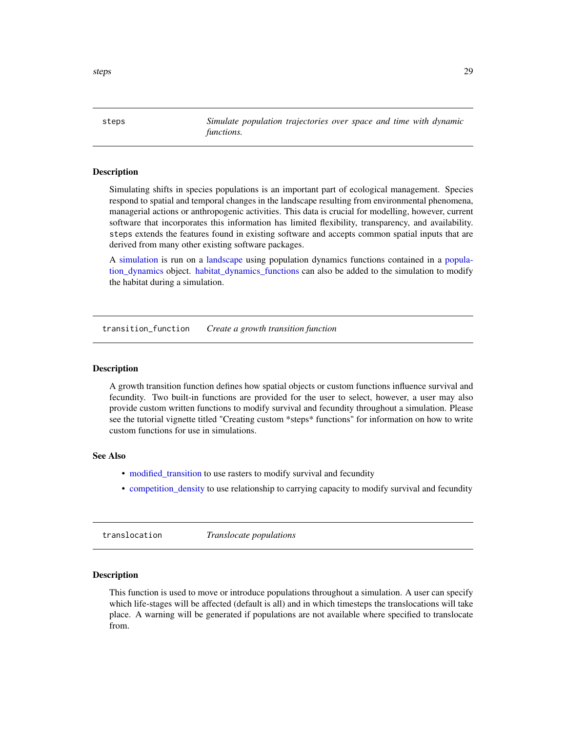## steps — *Simulate population trajectories over space and time with dynamic functions.*

### Description

Simulating shifts in species populations is an important part of ecological management. Species respond to spatial and temporal changes in the landscape resulting from environmental phenomena, managerial actions or anthropogenic activities. This data is crucial for modelling, however, current software that incorporates this information has limited flexibility, transparency, and availability. steps extends the features found in existing software and accepts common spatial inputs that are derived from many other existing software packages.

A simulation is run on a landscape using population dynamics functions contained in a population_dynamics object. habitat_dynamics_functions can also be added to the simulation to modify the habitat during a simulation.

## transition_function — *Create a growth transition function*

### Description

A growth transition function defines how spatial objects or custom functions influence survival and fecundity. Two built-in functions are provided for the user to select, however, a user may also provide custom written functions to modify survival and fecundity throughout a simulation. Please see the tutorial vignette titled "Creating custom *steps* functions" for information on how to write custom functions for use in simulations.

### See Also

- modified_transition to use rasters to modify survival and fecundity
- competition_density to use relationship to carrying capacity to modify survival and fecundity

## translocation — *Translocate populations*

### Description

This function is used to move or introduce populations throughout a simulation. A user can specify which life-stages will be affected (default is all) and in which timesteps the translocations will take place. A warning will be generated if populations are not available where specified to translocate from.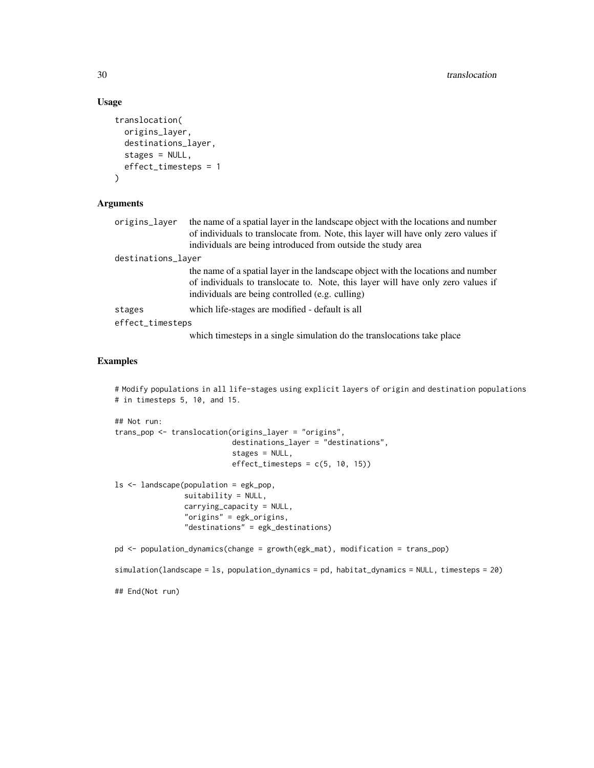### Usage

```
translocation(
  origins_layer,
  destinations_layer,
  stages = NULL,
  effect_timesteps = 1
)
```

### Arguments

- `origins_layer` — the name of a spatial layer in the landscape object with the locations and number of individuals to translocate from. Note, this layer will have only zero values if individuals are being introduced from outside the study area
- `destinations_layer` — the name of a spatial layer in the landscape object with the locations and number of individuals to translocate to. Note, this layer will have only zero values if individuals are being controlled (e.g. culling)
- `stages` — which life-stages are modified - default is all
- `effect_timesteps` — which timesteps in a single simulation do the translocations take place

### Examples

```
# Modify populations in all life-stages using explicit layers of origin and destination populations
# in timesteps 5, 10, and 15.

## Not run:
trans_pop <- translocation(origins_layer = "origins",
                           destinations_layer = "destinations",
                           stages = NULL,
                           effect_timesteps = c(5, 10, 15))

ls <- landscape(population = egk_pop,
                suitability = NULL,
                carrying_capacity = NULL,
                "origins" = egk_origins,
                "destinations" = egk_destinations)

pd <- population_dynamics(change = growth(egk_mat), modification = trans_pop)

simulation(landscape = ls, population_dynamics = pd, habitat_dynamics = NULL, timesteps = 20)

## End(Not run)
```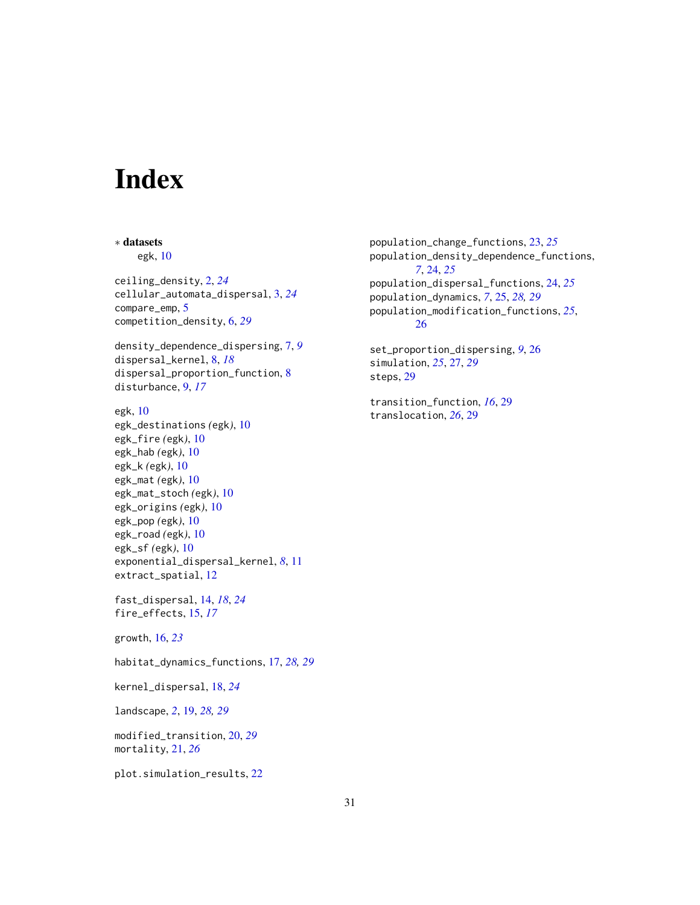# Index

∗ **datasets**
  egk, 10

ceiling_density, 2, *24*
cellular_automata_dispersal, 3, *24*
compare_emp, 5
competition_density, 6, *29*

density_dependence_dispersing, 7, *9*
dispersal_kernel, 8, *18*
dispersal_proportion_function, 8
disturbance, 9, *17*

egk, 10
egk_destinations *(egk)*, 10
egk_fire *(egk)*, 10
egk_hab *(egk)*, 10
egk_k *(egk)*, 10
egk_mat *(egk)*, 10
egk_mat_stoch *(egk)*, 10
egk_origins *(egk)*, 10
egk_pop *(egk)*, 10
egk_road *(egk)*, 10
egk_sf *(egk)*, 10
exponential_dispersal_kernel, *8*, 11
extract_spatial, 12

fast_dispersal, 14, *18*, *24*
fire_effects, 15, *17*

growth, 16, *23*

habitat_dynamics_functions, 17, *28, 29*

kernel_dispersal, 18, *24*

landscape, *2*, 19, *28, 29*

modified_transition, 20, *29*
mortality, 21, *26*

plot.simulation_results, 22
population_change_functions, 23, *25*
population_density_dependence_functions, *7*, 24, *25*
population_dispersal_functions, 24, *25*
population_dynamics, *7*, 25, *28, 29*
population_modification_functions, *25*, 26

set_proportion_dispersing, *9*, 26
simulation, *25*, 27, *29*
steps, 29

transition_function, *16*, 29
translocation, *26*, 29